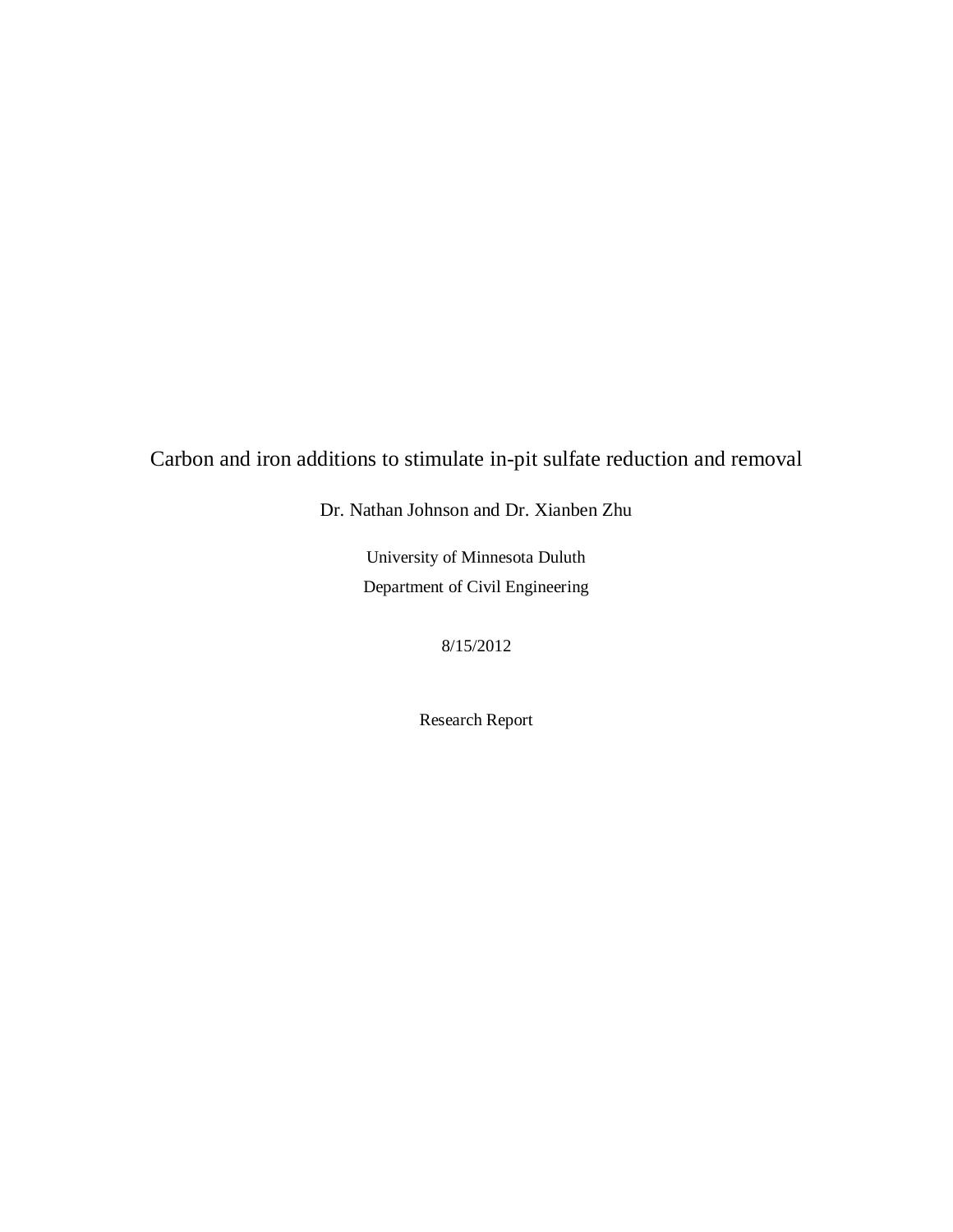# Carbon and iron additions to stimulate in-pit sulfate reduction and removal

Dr. Nathan Johnson and Dr. Xianben Zhu

University of Minnesota Duluth

Department of Civil Engineering

8/15/2012

Research Report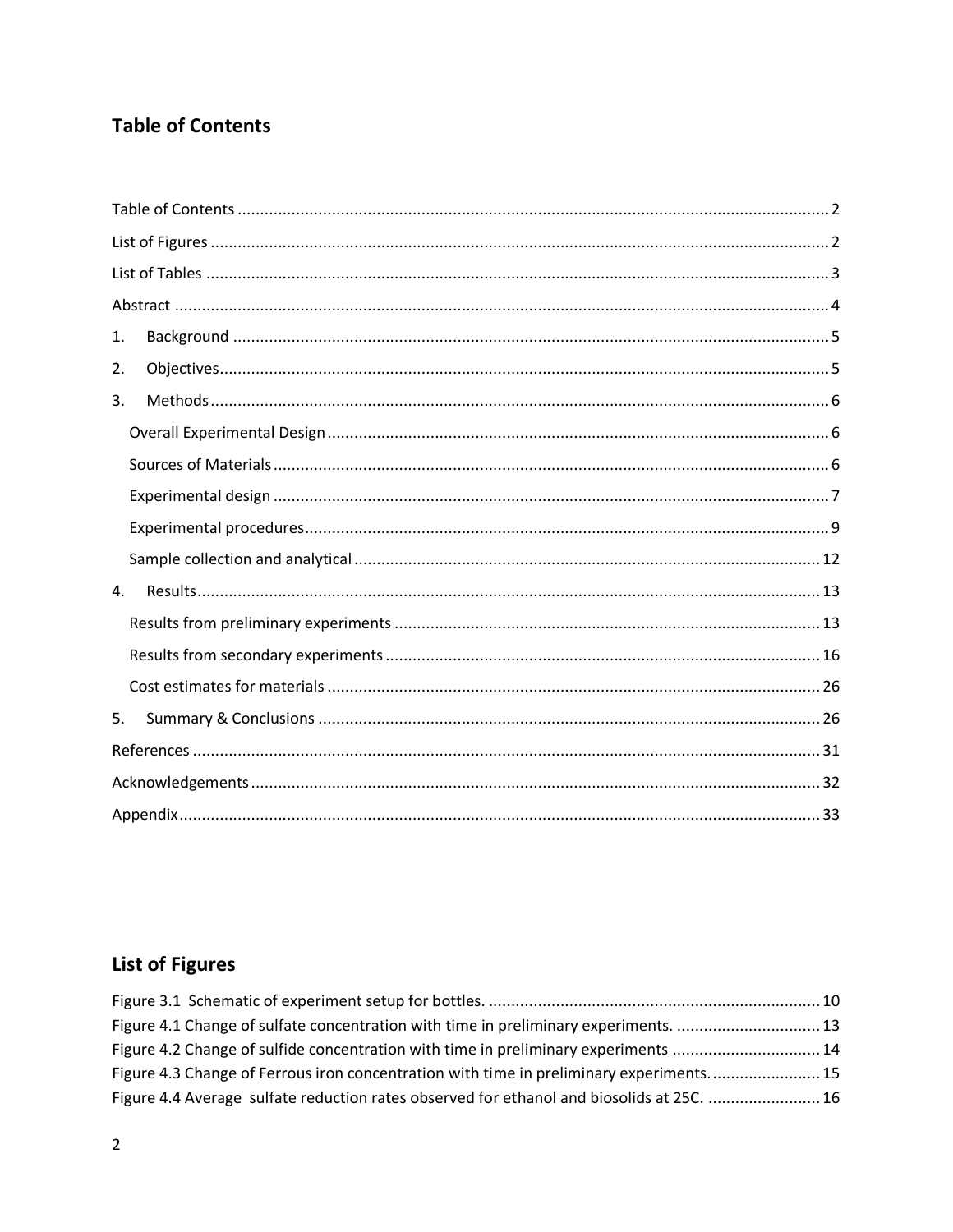## Table of Contents

Table of Contents ............................................................................................................................ 2
List of Figures .................................................................................................................................. 2
List of Tables ................................................................................................................................... 3
Abstract ........................................................................................................................................... 4
1. Background .................................................................................................................................. 5
2. Objectives ..................................................................................................................................... 5
3. Methods ....................................................................................................................................... 6
   - Overall Experimental Design ................................................................................................... 6
   - Sources of Materials ................................................................................................................ 6
   - Experimental design ................................................................................................................. 7
   - Experimental procedures .......................................................................................................... 9
   - Sample collection and analytical ............................................................................................ 12
4. Results ........................................................................................................................................ 13
   - Results from preliminary experiments .................................................................................. 13
   - Results from secondary experiments ..................................................................................... 16
   - Cost estimates for materials ................................................................................................... 26
5. Summary & Conclusions ............................................................................................................ 26

References ..................................................................................................................................... 31
Acknowledgements ....................................................................................................................... 32
Appendix ....................................................................................................................................... 33

## List of Figures

Figure 3.1 Schematic of experiment setup for bottles. ................................................................... 10
Figure 4.1 Change of sulfate concentration with time in preliminary experiments. ....................... 13
Figure 4.2 Change of sulfide concentration with time in preliminary experiments ........................ 14
Figure 4.3 Change of Ferrous iron concentration with time in preliminary experiments. ............... 15
Figure 4.4 Average sulfate reduction rates observed for ethanol and biosolids at 25C. ................. 16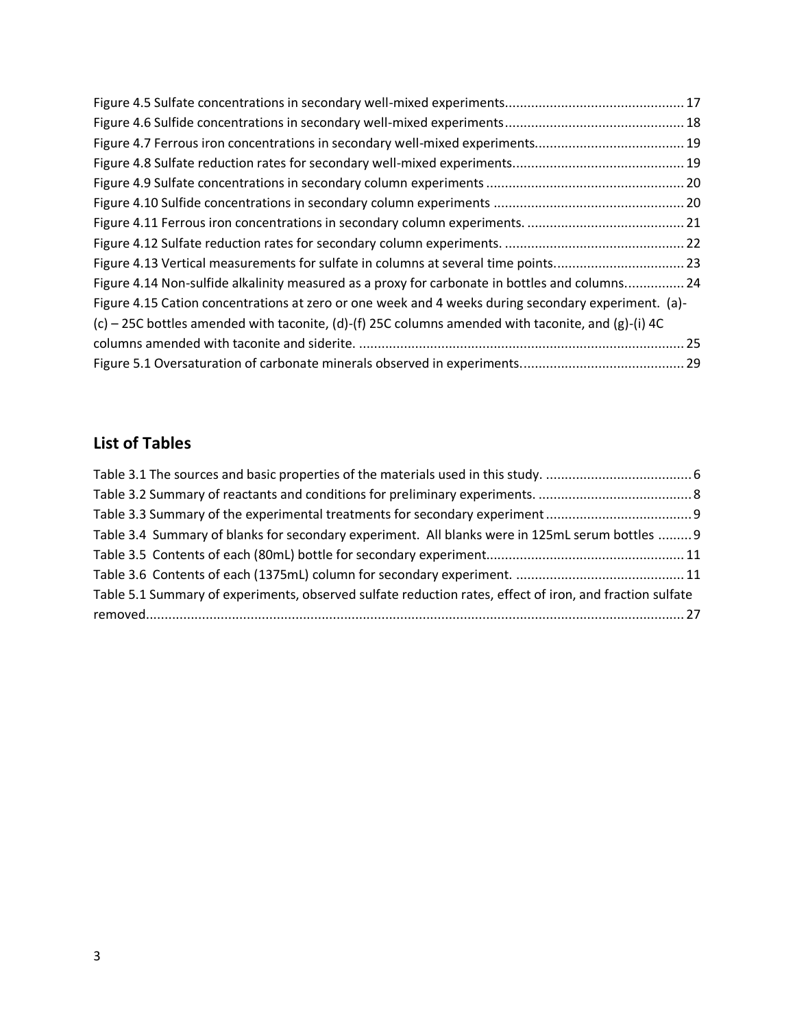Figure 4.5 Sulfate concentrations in secondary well-mixed experiments................................................ 17
Figure 4.6 Sulfide concentrations in secondary well-mixed experiments................................................ 18
Figure 4.7 Ferrous iron concentrations in secondary well-mixed experiments........................................ 19
Figure 4.8 Sulfate reduction rates for secondary well-mixed experiments.............................................. 19
Figure 4.9 Sulfate concentrations in secondary column experiments ..................................................... 20
Figure 4.10 Sulfide concentrations in secondary column experiments ................................................... 20
Figure 4.11 Ferrous iron concentrations in secondary column experiments. .......................................... 21
Figure 4.12 Sulfate reduction rates for secondary column experiments. ................................................ 22
Figure 4.13 Vertical measurements for sulfate in columns at several time points................................... 23
Figure 4.14 Non-sulfide alkalinity measured as a proxy for carbonate in bottles and columns................ 24
Figure 4.15 Cation concentrations at zero or one week and 4 weeks during secondary experiment. (a)-(c) – 25C bottles amended with taconite, (d)-(f) 25C columns amended with taconite, and (g)-(i) 4C columns amended with taconite and siderite. ...................................................................................... 25
Figure 5.1 Oversaturation of carbonate minerals observed in experiments............................................ 29

## List of Tables

Table 3.1 The sources and basic properties of the materials used in this study. ....................................... 6
Table 3.2 Summary of reactants and conditions for preliminary experiments. ......................................... 8
Table 3.3 Summary of the experimental treatments for secondary experiment ...................................... 9
Table 3.4 Summary of blanks for secondary experiment. All blanks were in 125mL serum bottles ......... 9
Table 3.5 Contents of each (80mL) bottle for secondary experiment.................................................... 11
Table 3.6 Contents of each (1375mL) column for secondary experiment. ............................................. 11
Table 5.1 Summary of experiments, observed sulfate reduction rates, effect of iron, and fraction sulfate removed.............................................................................................................................................. 27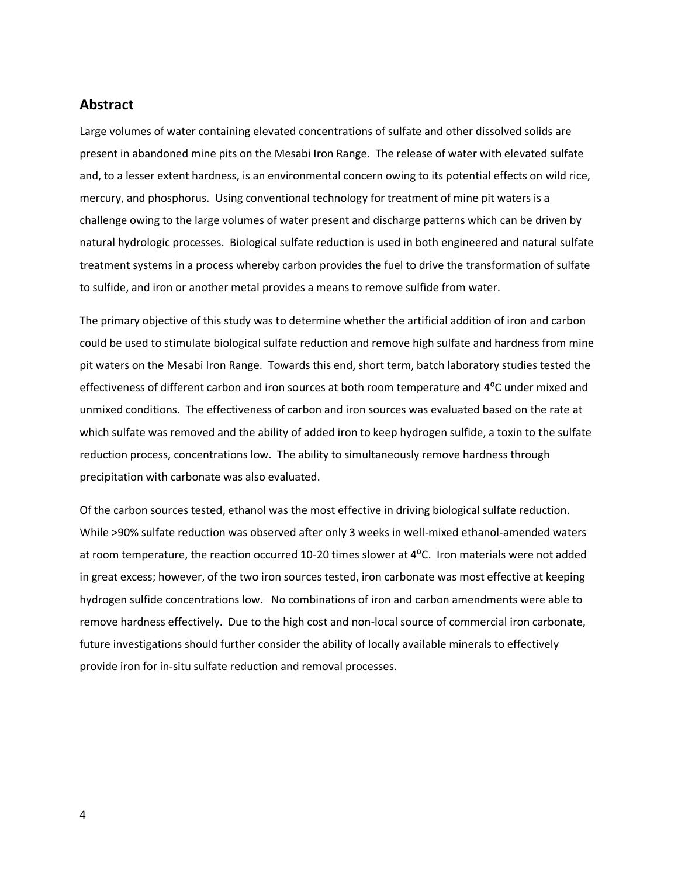## Abstract

Large volumes of water containing elevated concentrations of sulfate and other dissolved solids are present in abandoned mine pits on the Mesabi Iron Range. The release of water with elevated sulfate and, to a lesser extent hardness, is an environmental concern owing to its potential effects on wild rice, mercury, and phosphorus. Using conventional technology for treatment of mine pit waters is a challenge owing to the large volumes of water present and discharge patterns which can be driven by natural hydrologic processes. Biological sulfate reduction is used in both engineered and natural sulfate treatment systems in a process whereby carbon provides the fuel to drive the transformation of sulfate to sulfide, and iron or another metal provides a means to remove sulfide from water.

The primary objective of this study was to determine whether the artificial addition of iron and carbon could be used to stimulate biological sulfate reduction and remove high sulfate and hardness from mine pit waters on the Mesabi Iron Range. Towards this end, short term, batch laboratory studies tested the effectiveness of different carbon and iron sources at both room temperature and 4$^{o}$C under mixed and unmixed conditions. The effectiveness of carbon and iron sources was evaluated based on the rate at which sulfate was removed and the ability of added iron to keep hydrogen sulfide, a toxin to the sulfate reduction process, concentrations low. The ability to simultaneously remove hardness through precipitation with carbonate was also evaluated.

Of the carbon sources tested, ethanol was the most effective in driving biological sulfate reduction. While >90% sulfate reduction was observed after only 3 weeks in well-mixed ethanol-amended waters at room temperature, the reaction occurred 10-20 times slower at 4$^{o}$C. Iron materials were not added in great excess; however, of the two iron sources tested, iron carbonate was most effective at keeping hydrogen sulfide concentrations low. No combinations of iron and carbon amendments were able to remove hardness effectively. Due to the high cost and non-local source of commercial iron carbonate, future investigations should further consider the ability of locally available minerals to effectively provide iron for in-situ sulfate reduction and removal processes.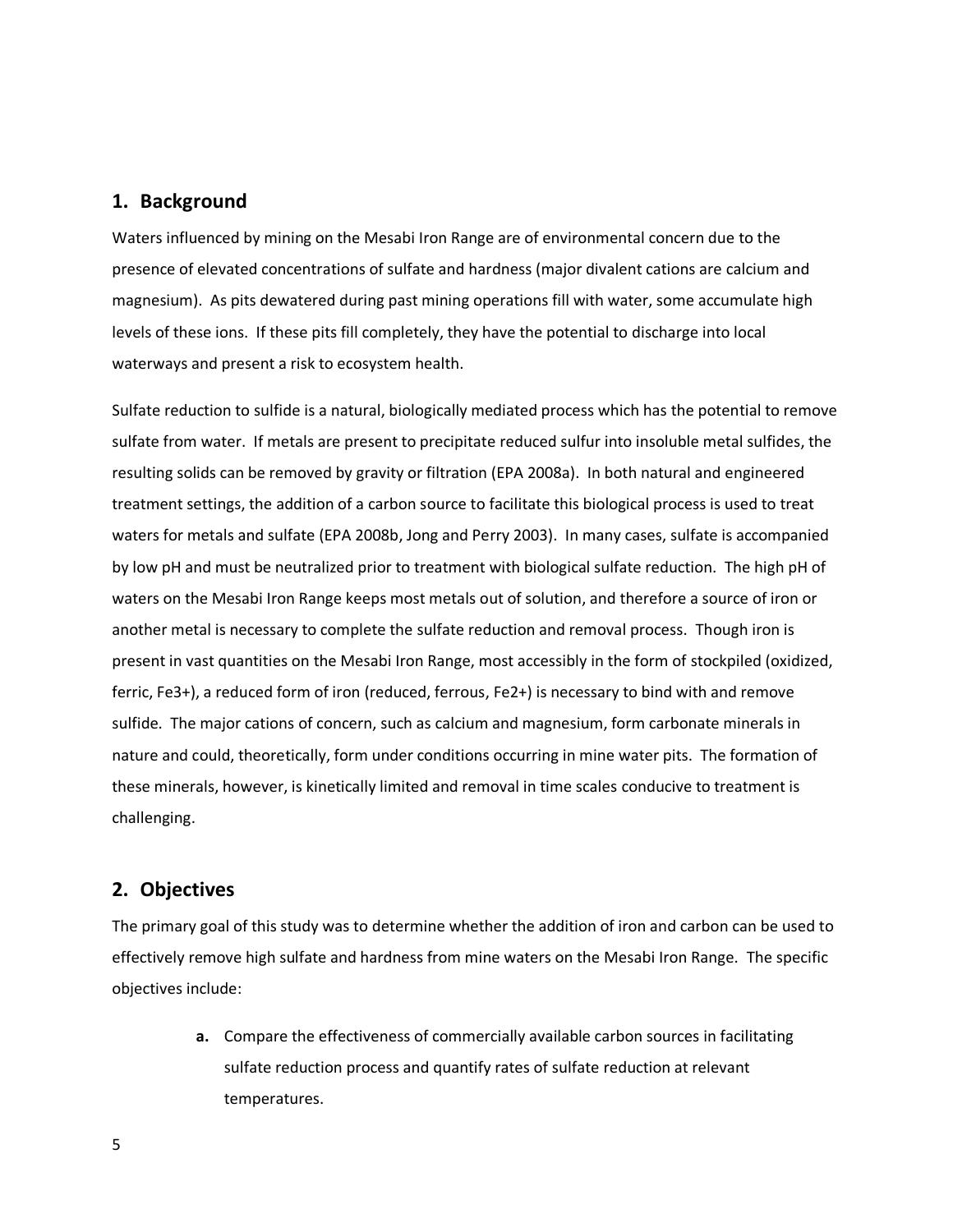## 1. Background

Waters influenced by mining on the Mesabi Iron Range are of environmental concern due to the presence of elevated concentrations of sulfate and hardness (major divalent cations are calcium and magnesium). As pits dewatered during past mining operations fill with water, some accumulate high levels of these ions. If these pits fill completely, they have the potential to discharge into local waterways and present a risk to ecosystem health.

Sulfate reduction to sulfide is a natural, biologically mediated process which has the potential to remove sulfate from water. If metals are present to precipitate reduced sulfur into insoluble metal sulfides, the resulting solids can be removed by gravity or filtration (EPA 2008a). In both natural and engineered treatment settings, the addition of a carbon source to facilitate this biological process is used to treat waters for metals and sulfate (EPA 2008b, Jong and Perry 2003). In many cases, sulfate is accompanied by low pH and must be neutralized prior to treatment with biological sulfate reduction. The high pH of waters on the Mesabi Iron Range keeps most metals out of solution, and therefore a source of iron or another metal is necessary to complete the sulfate reduction and removal process. Though iron is present in vast quantities on the Mesabi Iron Range, most accessibly in the form of stockpiled (oxidized, ferric, $Fe^{3+}$), a reduced form of iron (reduced, ferrous, $Fe^{2+}$) is necessary to bind with and remove sulfide. The major cations of concern, such as calcium and magnesium, form carbonate minerals in nature and could, theoretically, form under conditions occurring in mine water pits. The formation of these minerals, however, is kinetically limited and removal in time scales conducive to treatment is challenging.

## 2. Objectives

The primary goal of this study was to determine whether the addition of iron and carbon can be used to effectively remove high sulfate and hardness from mine waters on the Mesabi Iron Range. The specific objectives include:

- **a.** Compare the effectiveness of commercially available carbon sources in facilitating sulfate reduction process and quantify rates of sulfate reduction at relevant temperatures.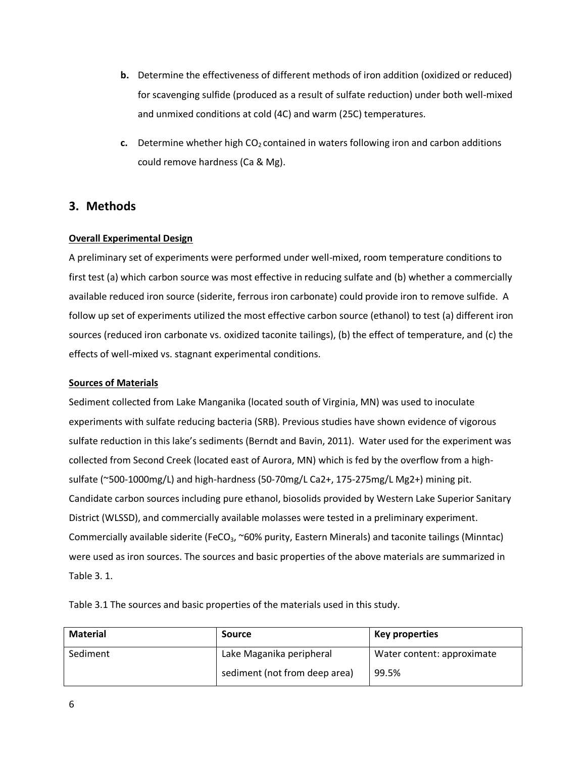**b.** Determine the effectiveness of different methods of iron addition (oxidized or reduced) for scavenging sulfide (produced as a result of sulfate reduction) under both well-mixed and unmixed conditions at cold (4C) and warm (25C) temperatures.

**c.** Determine whether high $CO_2$ contained in waters following iron and carbon additions could remove hardness (Ca & Mg).

## 3. Methods

**Overall Experimental Design**

A preliminary set of experiments were performed under well-mixed, room temperature conditions to first test (a) which carbon source was most effective in reducing sulfate and (b) whether a commercially available reduced iron source (siderite, ferrous iron carbonate) could provide iron to remove sulfide. A follow up set of experiments utilized the most effective carbon source (ethanol) to test (a) different iron sources (reduced iron carbonate vs. oxidized taconite tailings), (b) the effect of temperature, and (c) the effects of well-mixed vs. stagnant experimental conditions.

**Sources of Materials**

Sediment collected from Lake Manganika (located south of Virginia, MN) was used to inoculate experiments with sulfate reducing bacteria (SRB). Previous studies have shown evidence of vigorous sulfate reduction in this lake's sediments (Berndt and Bavin, 2011). Water used for the experiment was collected from Second Creek (located east of Aurora, MN) which is fed by the overflow from a high-sulfate (~500-1000mg/L) and high-hardness (50-70mg/L $Ca^{2+}$, 175-275mg/L $Mg^{2+}$) mining pit. Candidate carbon sources including pure ethanol, biosolids provided by Western Lake Superior Sanitary District (WLSSD), and commercially available molasses were tested in a preliminary experiment. Commercially available siderite ($FeCO_3$, ~60% purity, Eastern Minerals) and taconite tailings (Minntac) were used as iron sources. The sources and basic properties of the above materials are summarized in Table 3. 1.

Table 3.1 The sources and basic properties of the materials used in this study.

| Material | Source | Key properties |
|---|---|---|
| Sediment | Lake Maganika peripheral sediment (not from deep area) | Water content: approximate 99.5% |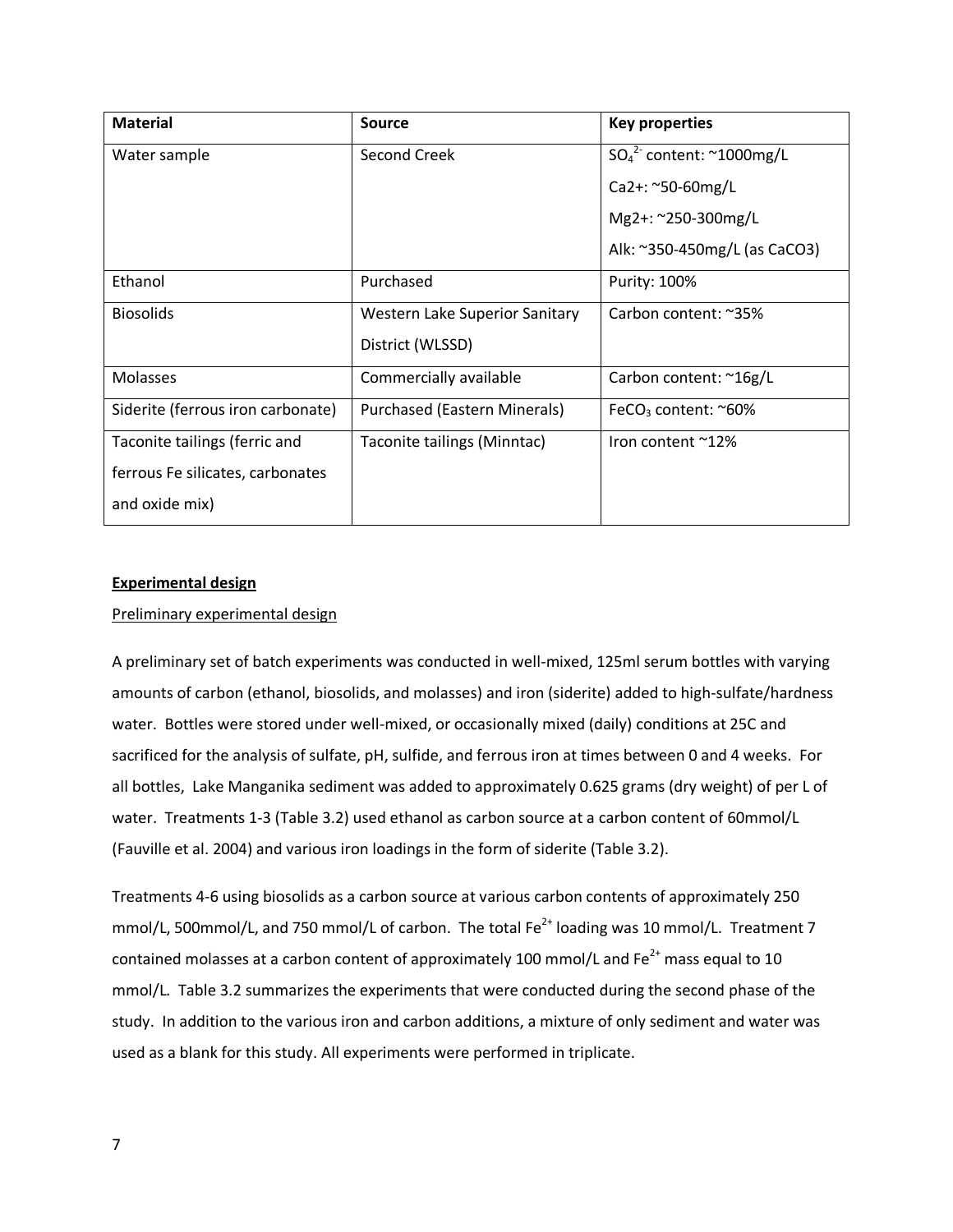| Material | Source | Key properties |
|---|---|---|
| Water sample | Second Creek | $SO_4^{2-}$ content: ~1000mg/L<br>$Ca^{2+}$: ~50-60mg/L<br>$Mg^{2+}$: ~250-300mg/L<br>Alk: ~350-450mg/L (as $CaCO_3$) |
| Ethanol | Purchased | Purity: 100% |
| Biosolids | Western Lake Superior Sanitary District (WLSSD) | Carbon content: ~35% |
| Molasses | Commercially available | Carbon content: ~16g/L |
| Siderite (ferrous iron carbonate) | Purchased (Eastern Minerals) | $FeCO_3$ content: ~60% |
| Taconite tailings (ferric and ferrous Fe silicates, carbonates and oxide mix) | Taconite tailings (Minntac) | Iron content ~12% |

**Experimental design**

Preliminary experimental design

A preliminary set of batch experiments was conducted in well-mixed, 125ml serum bottles with varying amounts of carbon (ethanol, biosolids, and molasses) and iron (siderite) added to high-sulfate/hardness water. Bottles were stored under well-mixed, or occasionally mixed (daily) conditions at 25C and sacrificed for the analysis of sulfate, pH, sulfide, and ferrous iron at times between 0 and 4 weeks. For all bottles, Lake Manganika sediment was added to approximately 0.625 grams (dry weight) of per L of water. Treatments 1-3 (Table 3.2) used ethanol as carbon source at a carbon content of 60mmol/L (Fauville et al. 2004) and various iron loadings in the form of siderite (Table 3.2).

Treatments 4-6 using biosolids as a carbon source at various carbon contents of approximately 250 mmol/L, 500mmol/L, and 750 mmol/L of carbon. The total $Fe^{2+}$ loading was 10 mmol/L. Treatment 7 contained molasses at a carbon content of approximately 100 mmol/L and $Fe^{2+}$ mass equal to 10 mmol/L. Table 3.2 summarizes the experiments that were conducted during the second phase of the study. In addition to the various iron and carbon additions, a mixture of only sediment and water was used as a blank for this study. All experiments were performed in triplicate.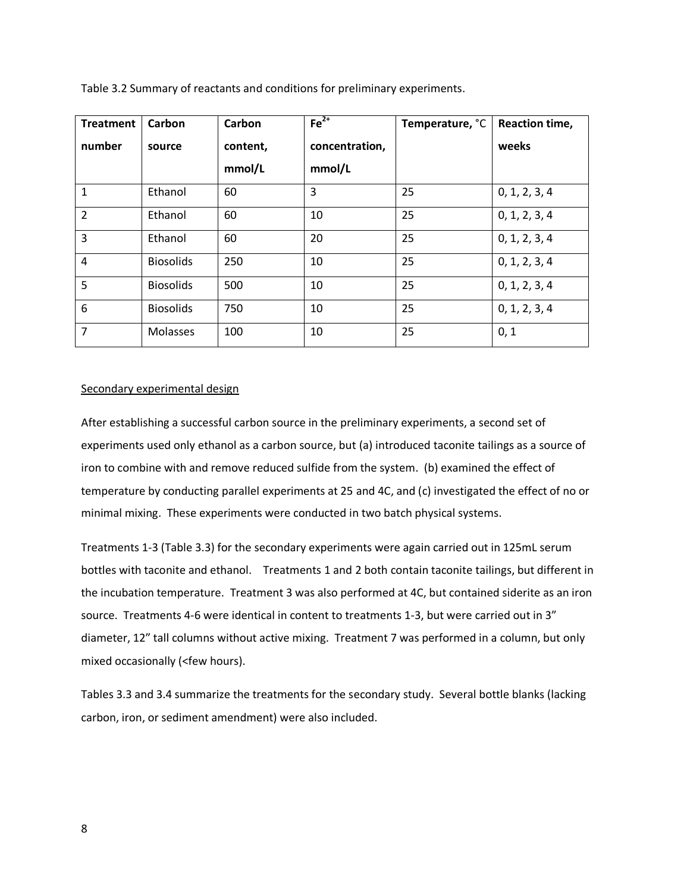Table 3.2 Summary of reactants and conditions for preliminary experiments.

| Treatment number | Carbon source | Carbon content, mmol/L | $Fe^{2+}$ concentration, mmol/L | Temperature, °C | Reaction time, weeks |
|---|---|---|---|---|---|
| 1 | Ethanol | 60 | 3 | 25 | 0, 1, 2, 3, 4 |
| 2 | Ethanol | 60 | 10 | 25 | 0, 1, 2, 3, 4 |
| 3 | Ethanol | 60 | 20 | 25 | 0, 1, 2, 3, 4 |
| 4 | Biosolids | 250 | 10 | 25 | 0, 1, 2, 3, 4 |
| 5 | Biosolids | 500 | 10 | 25 | 0, 1, 2, 3, 4 |
| 6 | Biosolids | 750 | 10 | 25 | 0, 1, 2, 3, 4 |
| 7 | Molasses | 100 | 10 | 25 | 0, 1 |

Secondary experimental design

After establishing a successful carbon source in the preliminary experiments, a second set of experiments used only ethanol as a carbon source, but (a) introduced taconite tailings as a source of iron to combine with and remove reduced sulfide from the system. (b) examined the effect of temperature by conducting parallel experiments at 25 and 4C, and (c) investigated the effect of no or minimal mixing. These experiments were conducted in two batch physical systems.

Treatments 1-3 (Table 3.3) for the secondary experiments were again carried out in 125mL serum bottles with taconite and ethanol. Treatments 1 and 2 both contain taconite tailings, but different in the incubation temperature. Treatment 3 was also performed at 4C, but contained siderite as an iron source. Treatments 4-6 were identical in content to treatments 1-3, but were carried out in 3" diameter, 12" tall columns without active mixing. Treatment 7 was performed in a column, but only mixed occasionally (<few hours).

Tables 3.3 and 3.4 summarize the treatments for the secondary study. Several bottle blanks (lacking carbon, iron, or sediment amendment) were also included.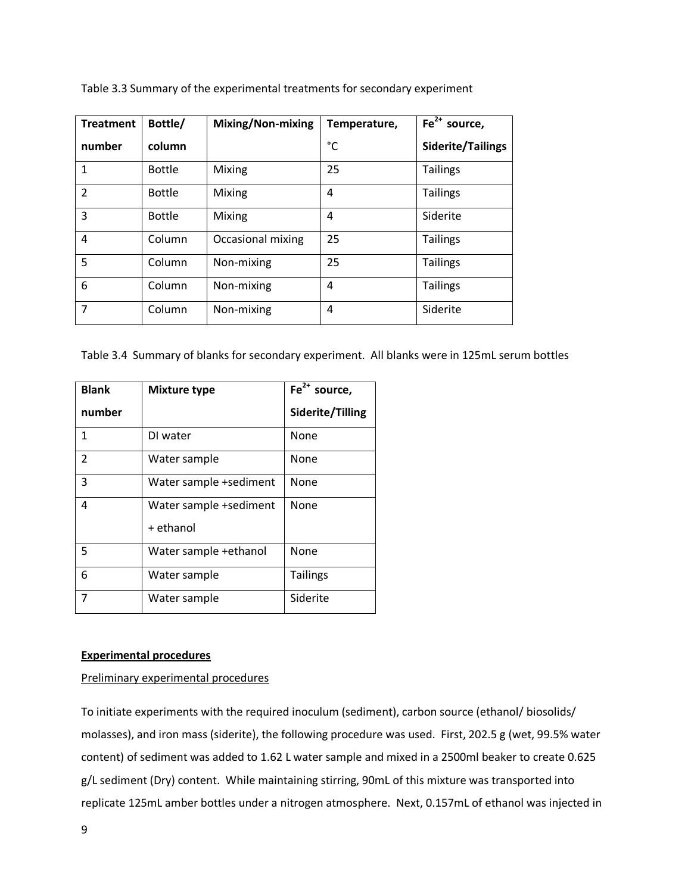Table 3.3 Summary of the experimental treatments for secondary experiment

| Treatment number | Bottle/ column | Mixing/Non-mixing | Temperature, °C | $Fe^{2+}$ source, Siderite/Tailings |
|---|---|---|---|---|
| 1 | Bottle | Mixing | 25 | Tailings |
| 2 | Bottle | Mixing | 4 | Tailings |
| 3 | Bottle | Mixing | 4 | Siderite |
| 4 | Column | Occasional mixing | 25 | Tailings |
| 5 | Column | Non-mixing | 25 | Tailings |
| 6 | Column | Non-mixing | 4 | Tailings |
| 7 | Column | Non-mixing | 4 | Siderite |

Table 3.4 Summary of blanks for secondary experiment. All blanks were in 125mL serum bottles

| Blank number | Mixture type | $Fe^{2+}$ source, Siderite/Tilling |
|---|---|---|
| 1 | DI water | None |
| 2 | Water sample | None |
| 3 | Water sample +sediment | None |
| 4 | Water sample +sediment + ethanol | None |
| 5 | Water sample +ethanol | None |
| 6 | Water sample | Tailings |
| 7 | Water sample | Siderite |

**Experimental procedures**

Preliminary experimental procedures

To initiate experiments with the required inoculum (sediment), carbon source (ethanol/ biosolids/ molasses), and iron mass (siderite), the following procedure was used. First, 202.5 g (wet, 99.5% water content) of sediment was added to 1.62 L water sample and mixed in a 2500ml beaker to create 0.625 g/L sediment (Dry) content. While maintaining stirring, 90mL of this mixture was transported into replicate 125mL amber bottles under a nitrogen atmosphere. Next, 0.157mL of ethanol was injected in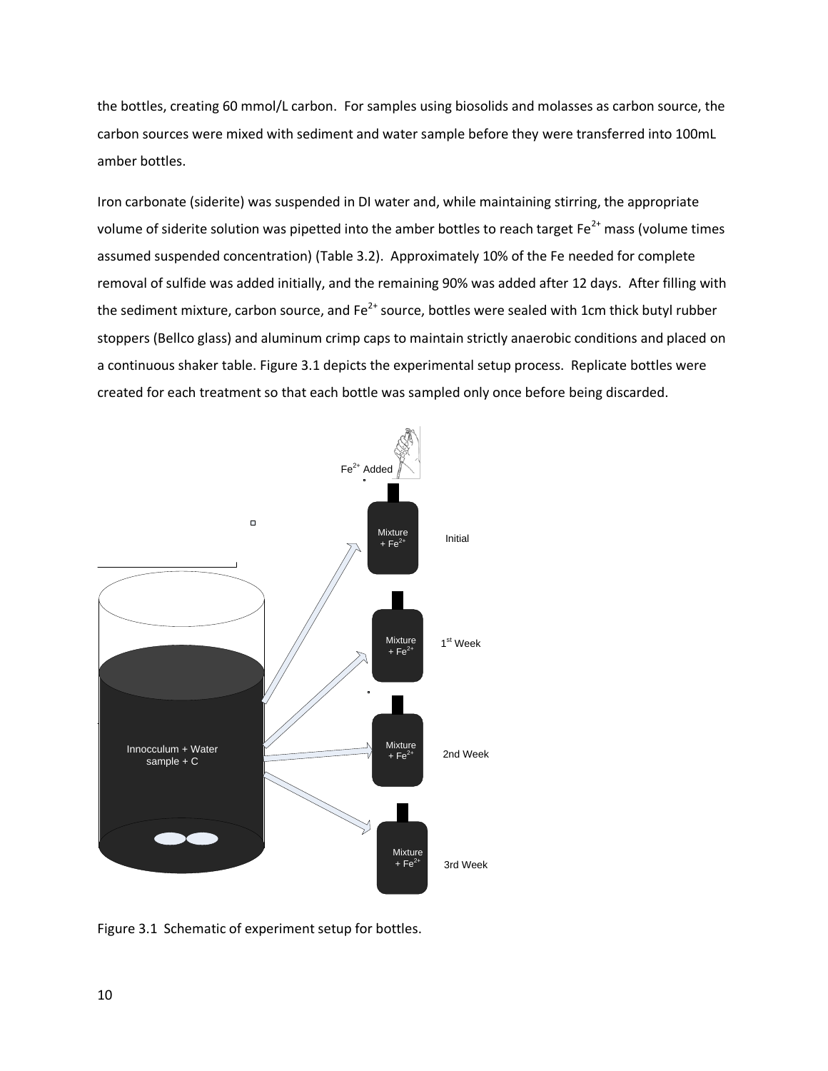the bottles, creating 60 mmol/L carbon. For samples using biosolids and molasses as carbon source, the carbon sources were mixed with sediment and water sample before they were transferred into 100mL amber bottles.

Iron carbonate (siderite) was suspended in DI water and, while maintaining stirring, the appropriate volume of siderite solution was pipetted into the amber bottles to reach target $Fe^{2+}$ mass (volume times assumed suspended concentration) (Table 3.2). Approximately 10% of the Fe needed for complete removal of sulfide was added initially, and the remaining 90% was added after 12 days. After filling with the sediment mixture, carbon source, and $Fe^{2+}$ source, bottles were sealed with 1cm thick butyl rubber stoppers (Bellco glass) and aluminum crimp caps to maintain strictly anaerobic conditions and placed on a continuous shaker table. Figure 3.1 depicts the experimental setup process. Replicate bottles were created for each treatment so that each bottle was sampled only once before being discarded.

Figure 3.1 Schematic of experiment setup for bottles.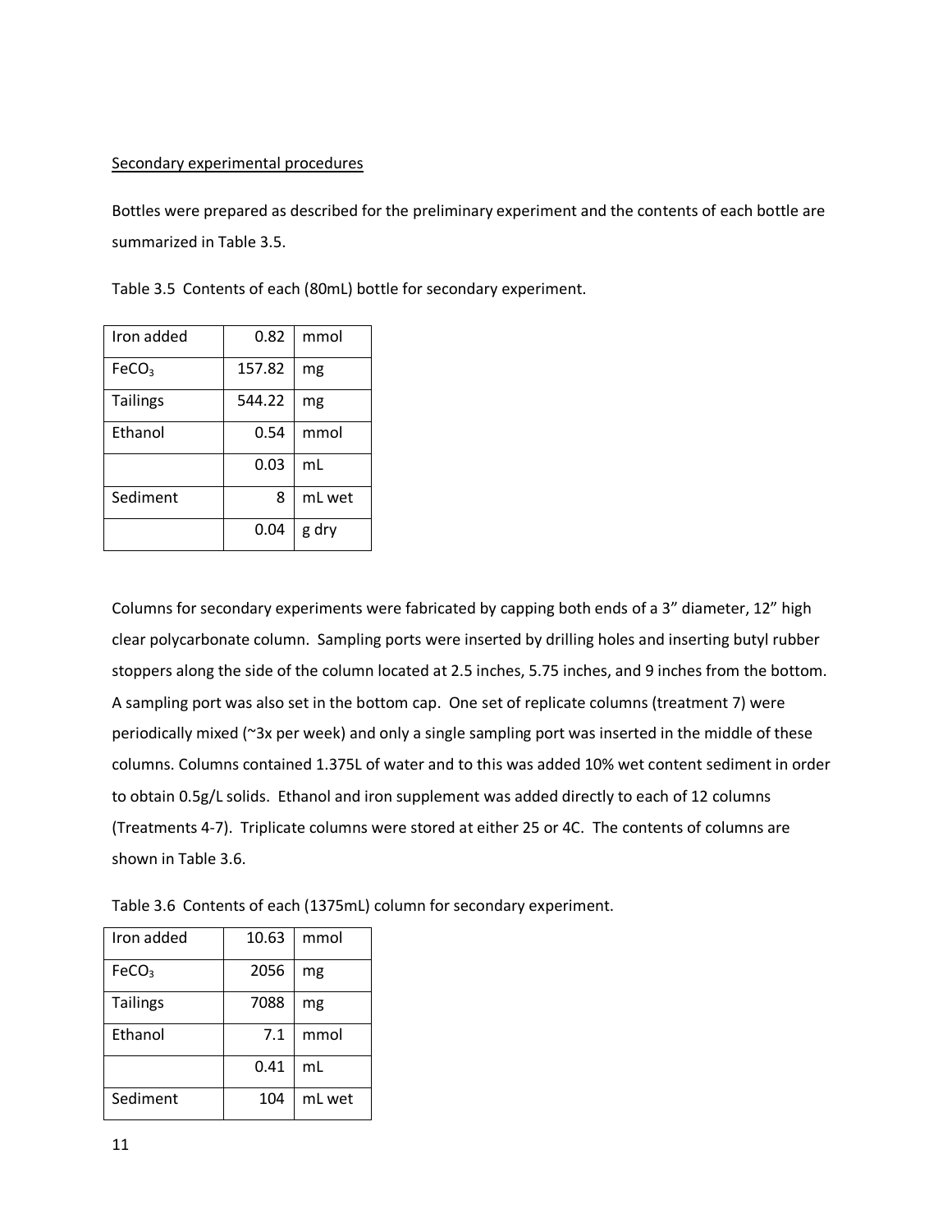Secondary experimental procedures

Bottles were prepared as described for the preliminary experiment and the contents of each bottle are summarized in Table 3.5.

Table 3.5 Contents of each (80mL) bottle for secondary experiment.

| | | |
|---|---|---|
| Iron added | 0.82 | mmol |
| $FeCO_3$ | 157.82 | mg |
| Tailings | 544.22 | mg |
| Ethanol | 0.54 | mmol |
| | 0.03 | mL |
| Sediment | 8 | mL wet |
| | 0.04 | g dry |

Columns for secondary experiments were fabricated by capping both ends of a 3" diameter, 12" high clear polycarbonate column. Sampling ports were inserted by drilling holes and inserting butyl rubber stoppers along the side of the column located at 2.5 inches, 5.75 inches, and 9 inches from the bottom. A sampling port was also set in the bottom cap. One set of replicate columns (treatment 7) were periodically mixed (~3x per week) and only a single sampling port was inserted in the middle of these columns. Columns contained 1.375L of water and to this was added 10% wet content sediment in order to obtain 0.5g/L solids. Ethanol and iron supplement was added directly to each of 12 columns (Treatments 4-7). Triplicate columns were stored at either 25 or 4C. The contents of columns are shown in Table 3.6.

Table 3.6 Contents of each (1375mL) column for secondary experiment.

| | | |
|---|---|---|
| Iron added | 10.63 | mmol |
| $FeCO_3$ | 2056 | mg |
| Tailings | 7088 | mg |
| Ethanol | 7.1 | mmol |
| | 0.41 | mL |
| Sediment | 104 | mL wet |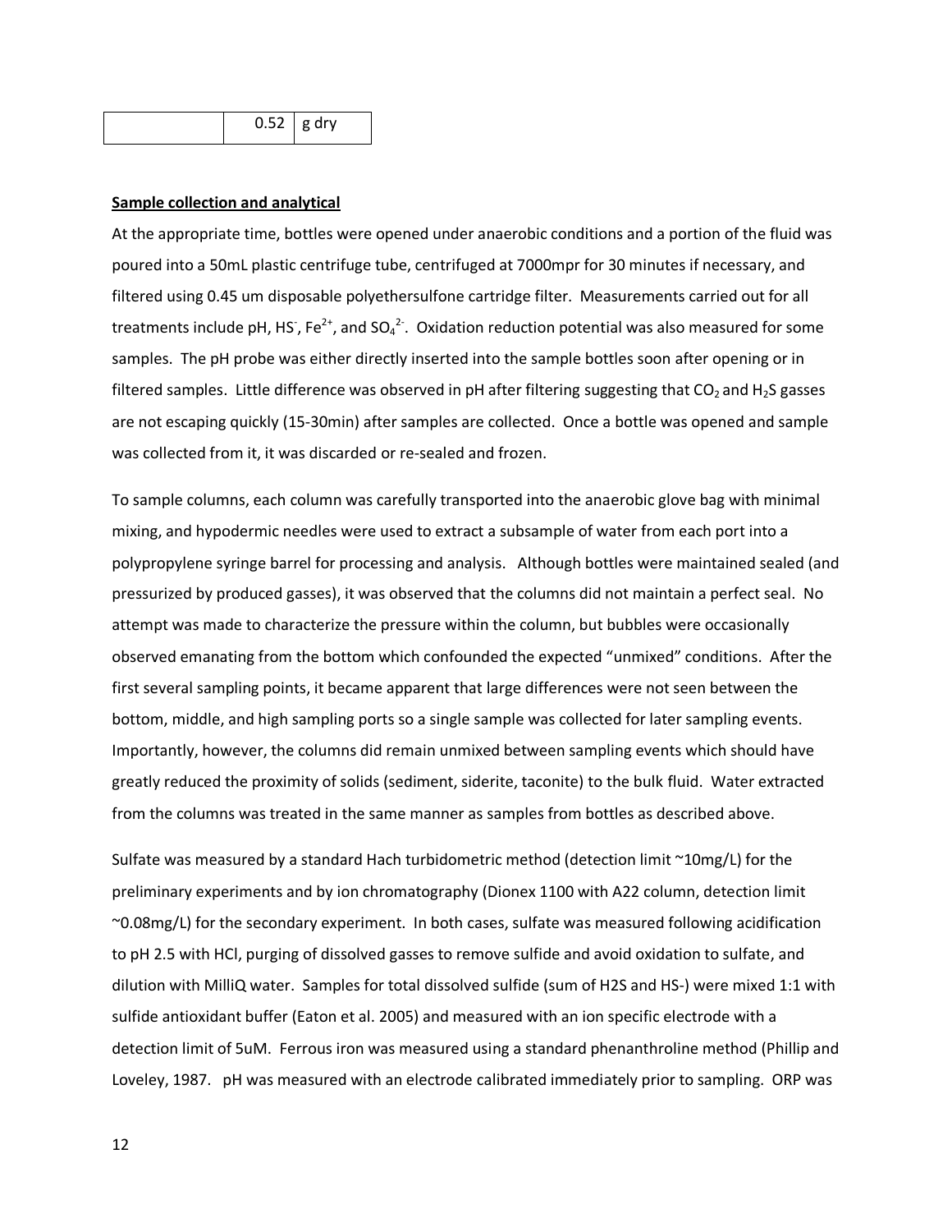|  | 0.52 | g dry |
|---|---|---|

**Sample collection and analytical**

At the appropriate time, bottles were opened under anaerobic conditions and a portion of the fluid was poured into a 50mL plastic centrifuge tube, centrifuged at 7000mpr for 30 minutes if necessary, and filtered using 0.45 um disposable polyethersulfone cartridge filter. Measurements carried out for all treatments include pH, $HS^-$, $Fe^{2+}$, and $SO_4^{2-}$. Oxidation reduction potential was also measured for some samples. The pH probe was either directly inserted into the sample bottles soon after opening or in filtered samples. Little difference was observed in pH after filtering suggesting that $CO_2$ and $H_2S$ gasses are not escaping quickly (15-30min) after samples are collected. Once a bottle was opened and sample was collected from it, it was discarded or re-sealed and frozen.

To sample columns, each column was carefully transported into the anaerobic glove bag with minimal mixing, and hypodermic needles were used to extract a subsample of water from each port into a polypropylene syringe barrel for processing and analysis. Although bottles were maintained sealed (and pressurized by produced gasses), it was observed that the columns did not maintain a perfect seal. No attempt was made to characterize the pressure within the column, but bubbles were occasionally observed emanating from the bottom which confounded the expected "unmixed" conditions. After the first several sampling points, it became apparent that large differences were not seen between the bottom, middle, and high sampling ports so a single sample was collected for later sampling events. Importantly, however, the columns did remain unmixed between sampling events which should have greatly reduced the proximity of solids (sediment, siderite, taconite) to the bulk fluid. Water extracted from the columns was treated in the same manner as samples from bottles as described above.

Sulfate was measured by a standard Hach turbidometric method (detection limit ~10mg/L) for the preliminary experiments and by ion chromatography (Dionex 1100 with A22 column, detection limit ~0.08mg/L) for the secondary experiment. In both cases, sulfate was measured following acidification to pH 2.5 with HCl, purging of dissolved gasses to remove sulfide and avoid oxidation to sulfate, and dilution with MilliQ water. Samples for total dissolved sulfide (sum of $H_2S$ and $HS^-$) were mixed 1:1 with sulfide antioxidant buffer (Eaton et al. 2005) and measured with an ion specific electrode with a detection limit of 5uM. Ferrous iron was measured using a standard phenanthroline method (Phillip and Loveley, 1987. pH was measured with an electrode calibrated immediately prior to sampling. ORP was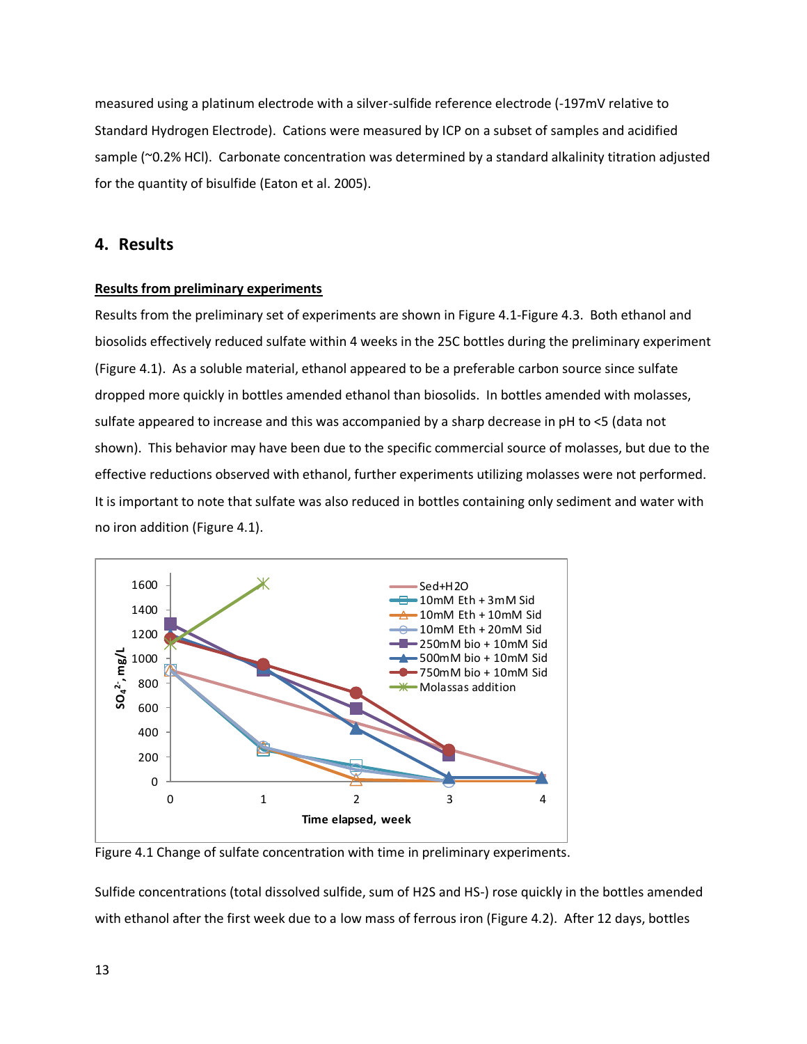measured using a platinum electrode with a silver-sulfide reference electrode (-197mV relative to Standard Hydrogen Electrode). Cations were measured by ICP on a subset of samples and acidified sample (~0.2% HCl). Carbonate concentration was determined by a standard alkalinity titration adjusted for the quantity of bisulfide (Eaton et al. 2005).

## 4. Results

**Results from preliminary experiments**

Results from the preliminary set of experiments are shown in Figure 4.1-Figure 4.3. Both ethanol and biosolids effectively reduced sulfate within 4 weeks in the 25C bottles during the preliminary experiment (Figure 4.1). As a soluble material, ethanol appeared to be a preferable carbon source since sulfate dropped more quickly in bottles amended ethanol than biosolids. In bottles amended with molasses, sulfate appeared to increase and this was accompanied by a sharp decrease in pH to <5 (data not shown). This behavior may have been due to the specific commercial source of molasses, but due to the effective reductions observed with ethanol, further experiments utilizing molasses were not performed. It is important to note that sulfate was also reduced in bottles containing only sediment and water with no iron addition (Figure 4.1).

Figure 4.1 Change of sulfate concentration with time in preliminary experiments.

Sulfide concentrations (total dissolved sulfide, sum of H2S and HS-) rose quickly in the bottles amended with ethanol after the first week due to a low mass of ferrous iron (Figure 4.2). After 12 days, bottles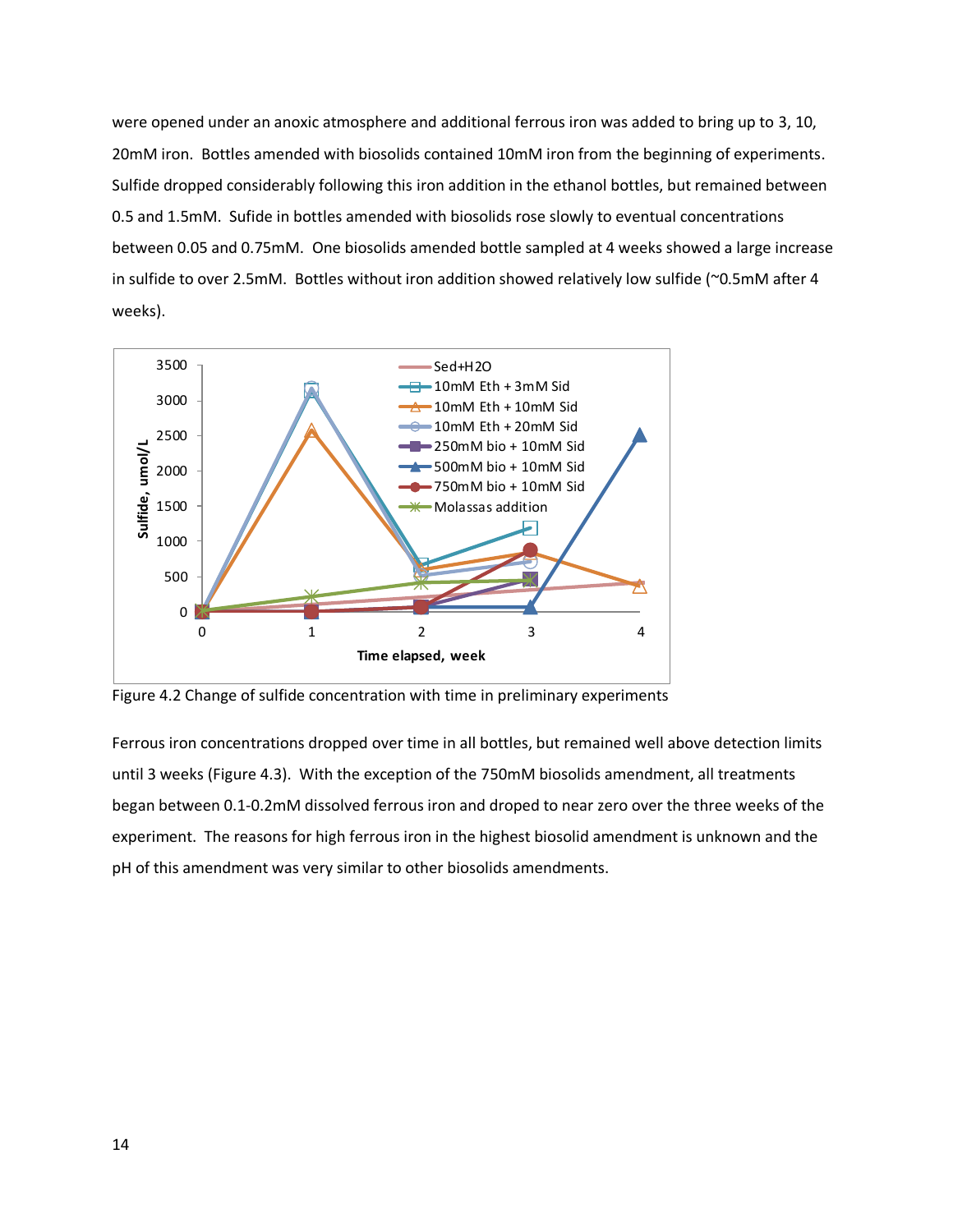were opened under an anoxic atmosphere and additional ferrous iron was added to bring up to 3, 10, 20mM iron. Bottles amended with biosolids contained 10mM iron from the beginning of experiments. Sulfide dropped considerably following this iron addition in the ethanol bottles, but remained between 0.5 and 1.5mM. Sufide in bottles amended with biosolids rose slowly to eventual concentrations between 0.05 and 0.75mM. One biosolids amended bottle sampled at 4 weeks showed a large increase in sulfide to over 2.5mM. Bottles without iron addition showed relatively low sulfide (~0.5mM after 4 weeks).

Figure 4.2 Change of sulfide concentration with time in preliminary experiments

Ferrous iron concentrations dropped over time in all bottles, but remained well above detection limits until 3 weeks (Figure 4.3). With the exception of the 750mM biosolids amendment, all treatments began between 0.1-0.2mM dissolved ferrous iron and droped to near zero over the three weeks of the experiment. The reasons for high ferrous iron in the highest biosolid amendment is unknown and the pH of this amendment was very similar to other biosolids amendments.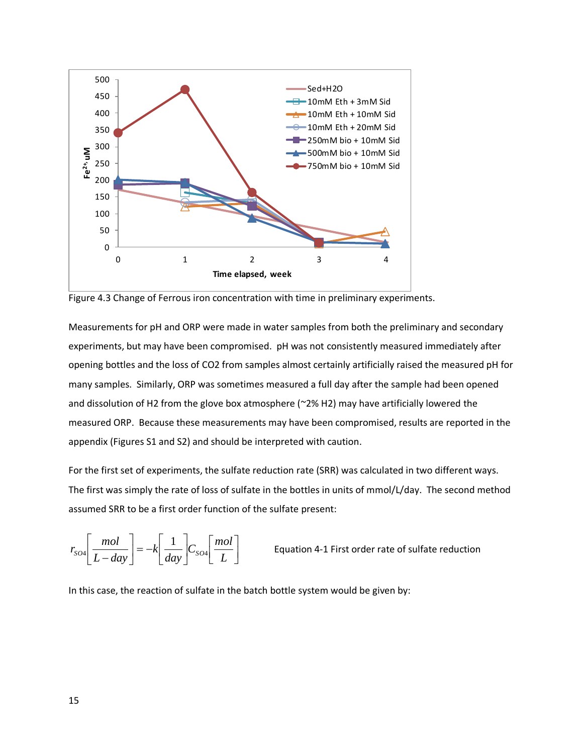Figure 4.3 Change of Ferrous iron concentration with time in preliminary experiments.

Measurements for pH and ORP were made in water samples from both the preliminary and secondary experiments, but may have been compromised. pH was not consistently measured immediately after opening bottles and the loss of CO2 from samples almost certainly artificially raised the measured pH for many samples. Similarly, ORP was sometimes measured a full day after the sample had been opened and dissolution of H2 from the glove box atmosphere (~2% H2) may have artificially lowered the measured ORP. Because these measurements may have been compromised, results are reported in the appendix (Figures S1 and S2) and should be interpreted with caution.

For the first set of experiments, the sulfate reduction rate (SRR) was calculated in two different ways. The first was simply the rate of loss of sulfate in the bottles in units of mmol/L/day. The second method assumed SRR to be a first order function of the sulfate present:

$$r_{SO4}\left[\frac{mol}{L-day}\right] = -k\left[\frac{1}{day}\right]C_{SO4}\left[\frac{mol}{L}\right]$$

Equation 4-1 First order rate of sulfate reduction

In this case, the reaction of sulfate in the batch bottle system would be given by: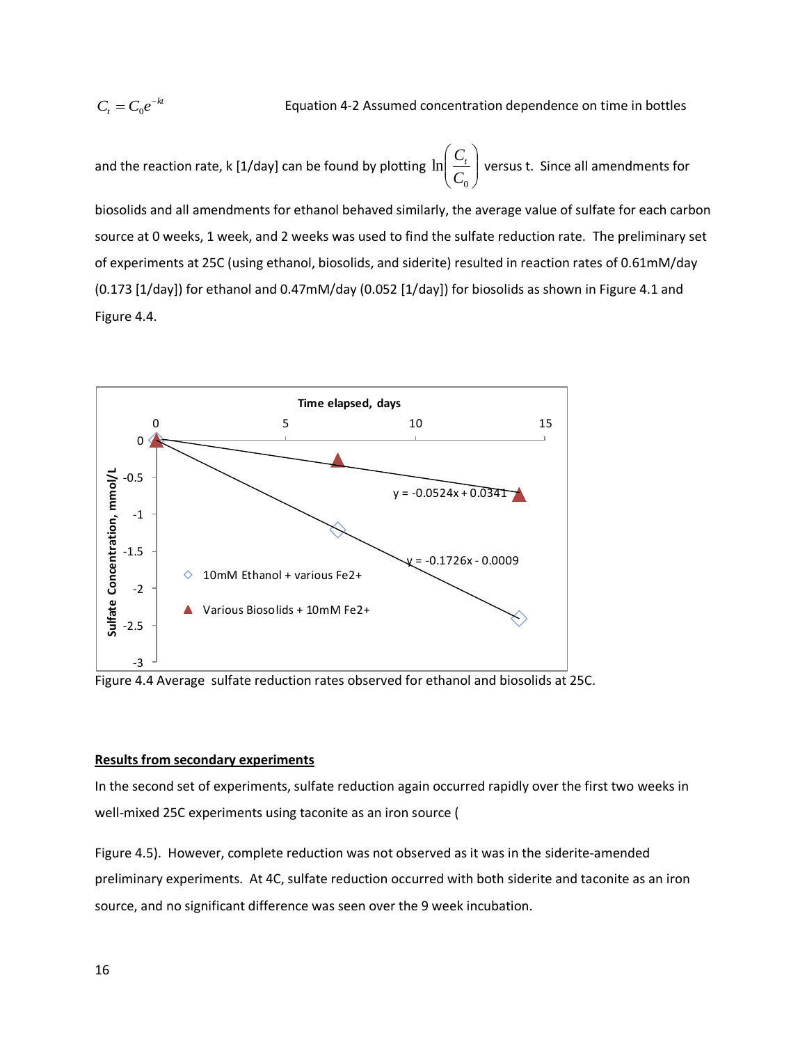$$C_t = C_0 e^{-kt}$$ Equation 4-2 Assumed concentration dependence on time in bottles

and the reaction rate, k [1/day] can be found by plotting $\ln\left(\frac{C_t}{C_0}\right)$ versus t. Since all amendments for biosolids and all amendments for ethanol behaved similarly, the average value of sulfate for each carbon source at 0 weeks, 1 week, and 2 weeks was used to find the sulfate reduction rate. The preliminary set of experiments at 25C (using ethanol, biosolids, and siderite) resulted in reaction rates of 0.61mM/day (0.173 [1/day]) for ethanol and 0.47mM/day (0.052 [1/day]) for biosolids as shown in Figure 4.1 and Figure 4.4.

Figure 4.4 Average sulfate reduction rates observed for ethanol and biosolids at 25C.

## Results from secondary experiments

In the second set of experiments, sulfate reduction again occurred rapidly over the first two weeks in well-mixed 25C experiments using taconite as an iron source (

Figure 4.5). However, complete reduction was not observed as it was in the siderite-amended preliminary experiments. At 4C, sulfate reduction occurred with both siderite and taconite as an iron source, and no significant difference was seen over the 9 week incubation.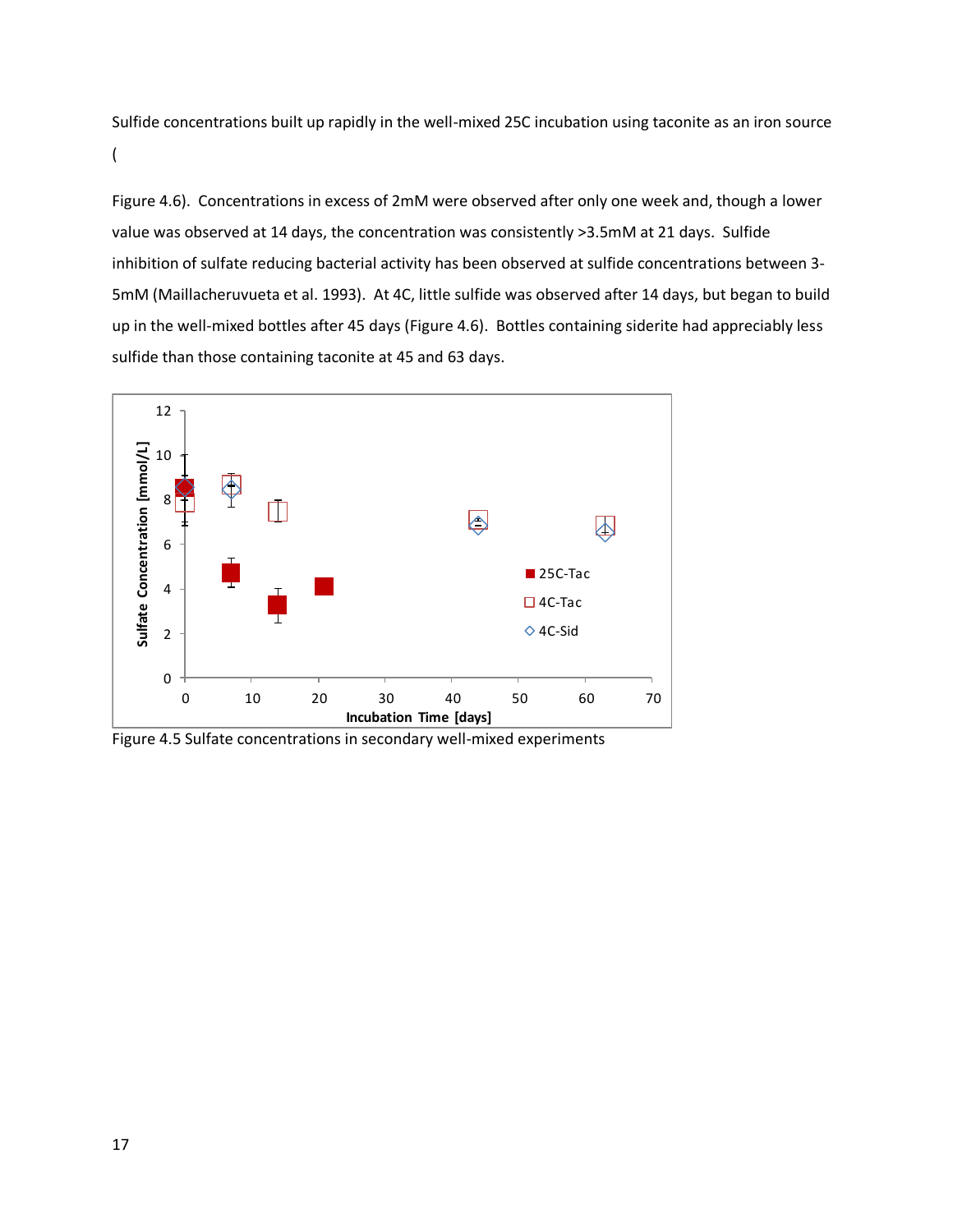Sulfide concentrations built up rapidly in the well-mixed 25C incubation using taconite as an iron source (

Figure 4.6). Concentrations in excess of 2mM were observed after only one week and, though a lower value was observed at 14 days, the concentration was consistently >3.5mM at 21 days. Sulfide inhibition of sulfate reducing bacterial activity has been observed at sulfide concentrations between 3-5mM (Maillacheruvueta et al. 1993). At 4C, little sulfide was observed after 14 days, but began to build up in the well-mixed bottles after 45 days (Figure 4.6). Bottles containing siderite had appreciably less sulfide than those containing taconite at 45 and 63 days.

Figure 4.5 Sulfate concentrations in secondary well-mixed experiments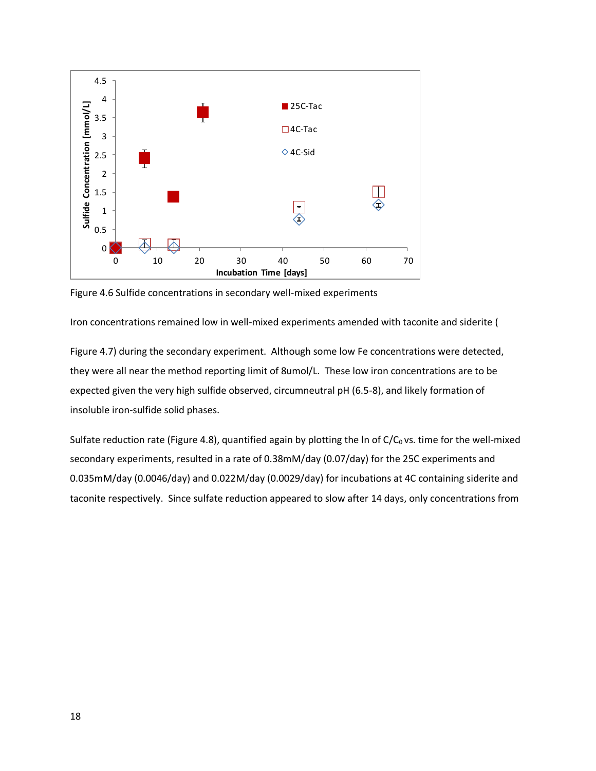Figure 4.6 Sulfide concentrations in secondary well-mixed experiments

Iron concentrations remained low in well-mixed experiments amended with taconite and siderite (

Figure 4.7) during the secondary experiment. Although some low Fe concentrations were detected, they were all near the method reporting limit of 8umol/L. These low iron concentrations are to be expected given the very high sulfide observed, circumneutral pH (6.5-8), and likely formation of insoluble iron-sulfide solid phases.

Sulfate reduction rate (Figure 4.8), quantified again by plotting the ln of $C/C_0$ vs. time for the well-mixed secondary experiments, resulted in a rate of 0.38mM/day (0.07/day) for the 25C experiments and 0.035mM/day (0.0046/day) and 0.022M/day (0.0029/day) for incubations at 4C containing siderite and taconite respectively. Since sulfate reduction appeared to slow after 14 days, only concentrations from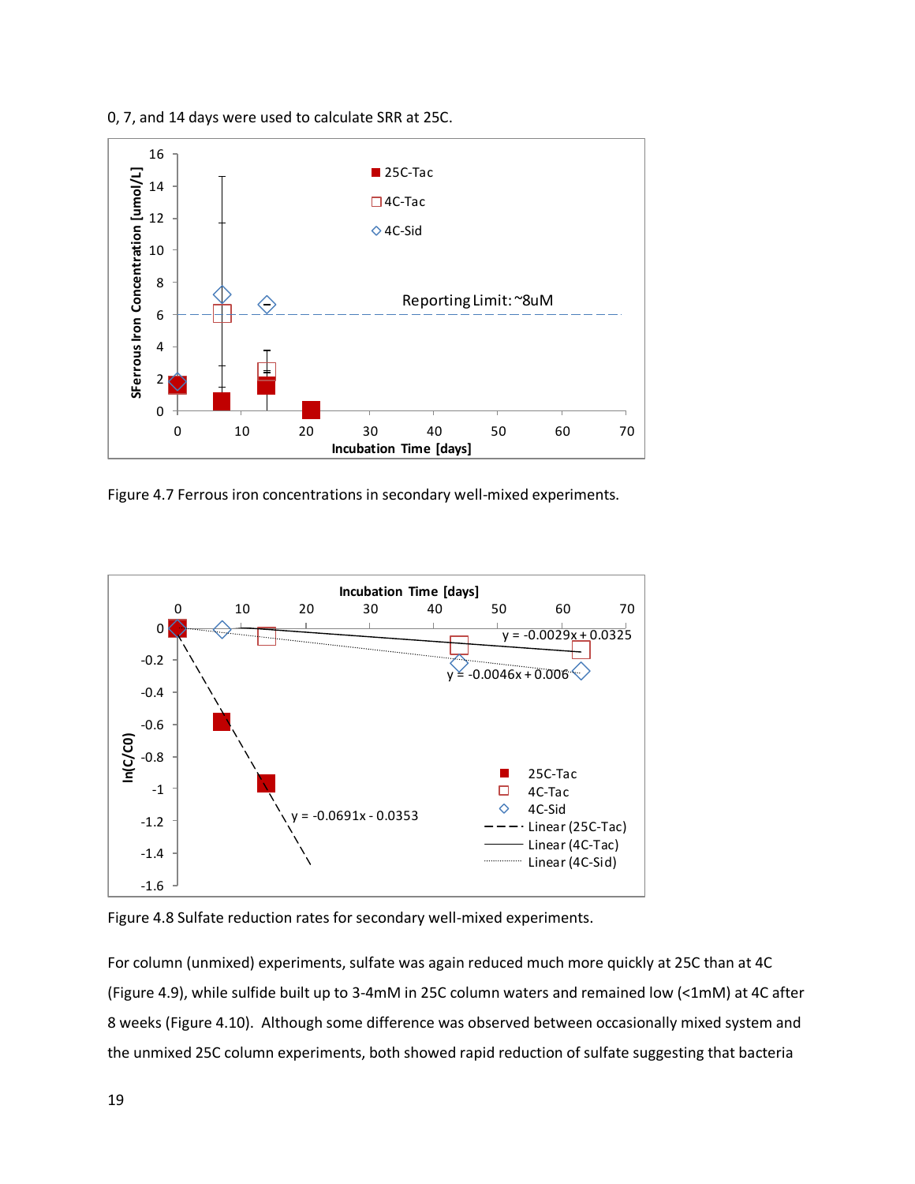0, 7, and 14 days were used to calculate SRR at 25C.

Figure 4.7 Ferrous iron concentrations in secondary well-mixed experiments.

Figure 4.8 Sulfate reduction rates for secondary well-mixed experiments.

For column (unmixed) experiments, sulfate was again reduced much more quickly at 25C than at 4C (Figure 4.9), while sulfide built up to 3-4mM in 25C column waters and remained low (<1mM) at 4C after 8 weeks (Figure 4.10). Although some difference was observed between occasionally mixed system and the unmixed 25C column experiments, both showed rapid reduction of sulfate suggesting that bacteria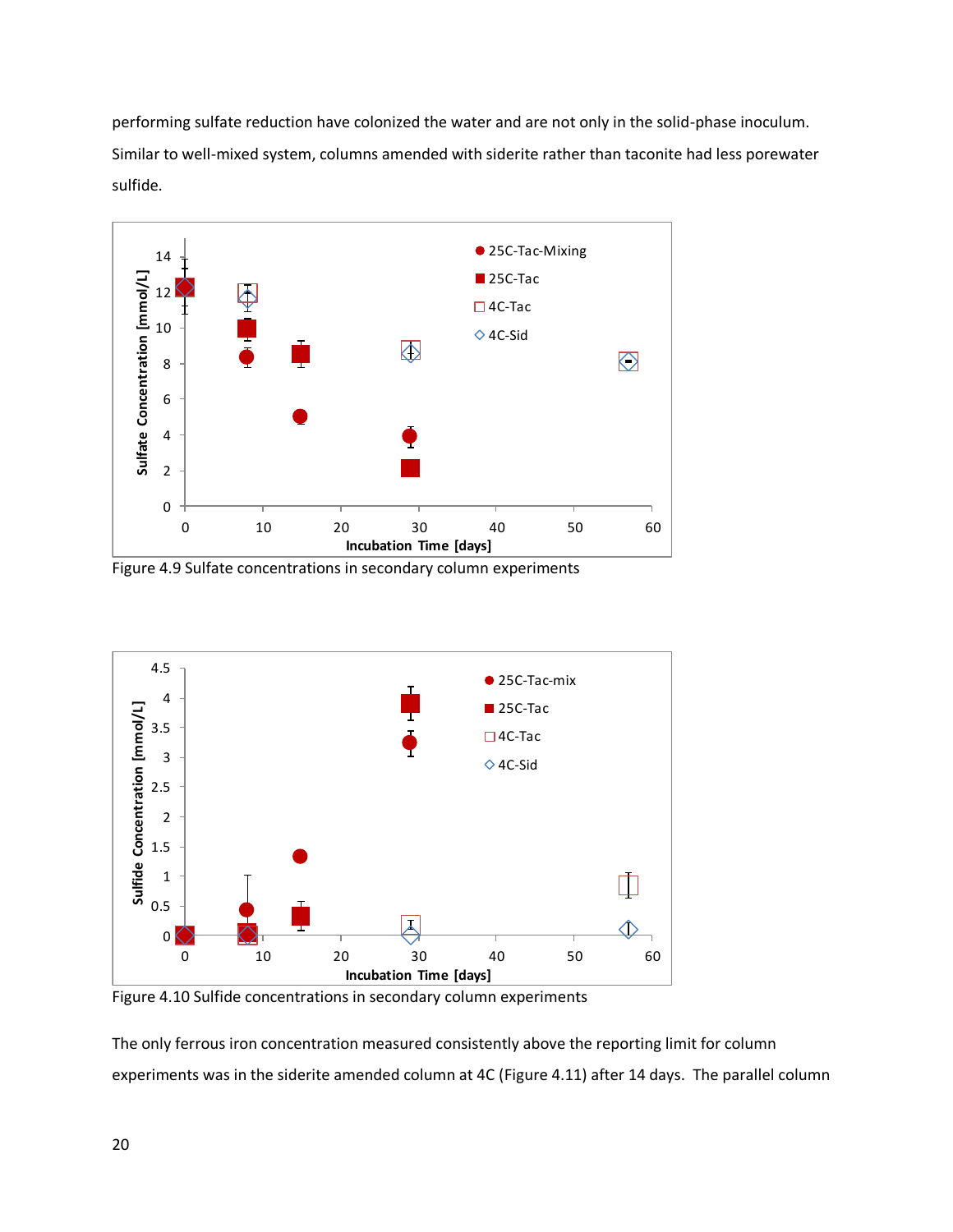performing sulfate reduction have colonized the water and are not only in the solid-phase inoculum. Similar to well-mixed system, columns amended with siderite rather than taconite had less porewater sulfide.

Figure 4.9 Sulfate concentrations in secondary column experiments

Figure 4.10 Sulfide concentrations in secondary column experiments

The only ferrous iron concentration measured consistently above the reporting limit for column experiments was in the siderite amended column at 4C (Figure 4.11) after 14 days. The parallel column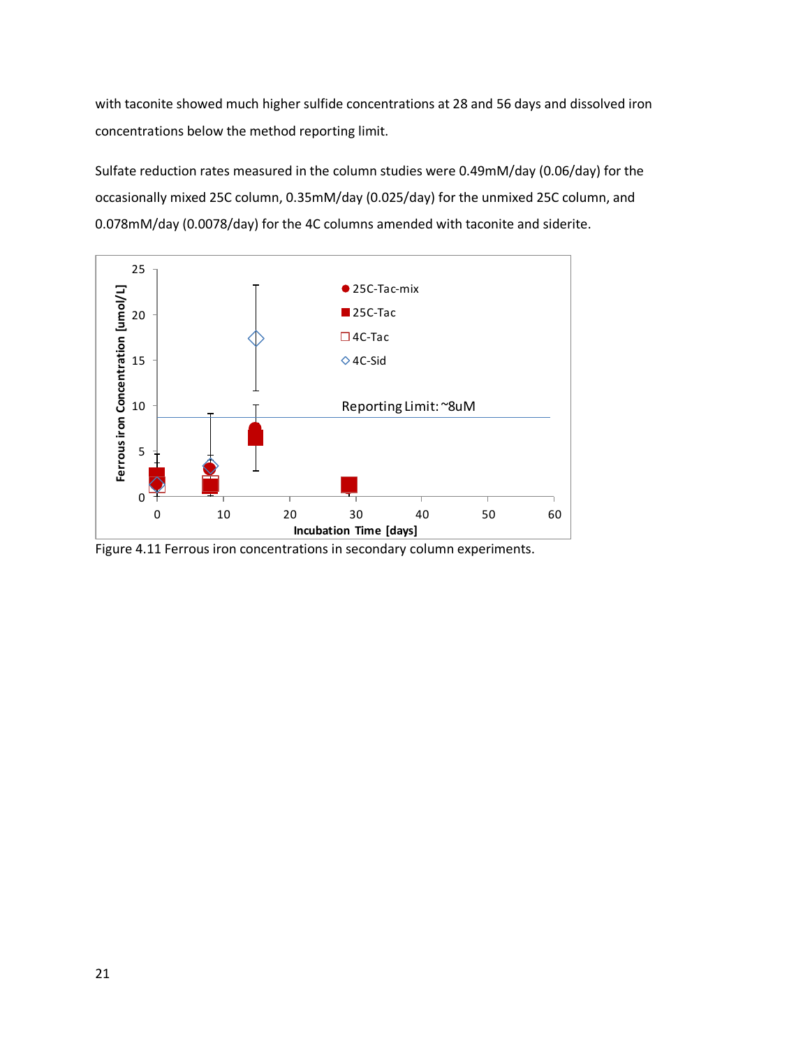with taconite showed much higher sulfide concentrations at 28 and 56 days and dissolved iron concentrations below the method reporting limit.

Sulfate reduction rates measured in the column studies were 0.49mM/day (0.06/day) for the occasionally mixed 25C column, 0.35mM/day (0.025/day) for the unmixed 25C column, and 0.078mM/day (0.0078/day) for the 4C columns amended with taconite and siderite.

Figure 4.11 Ferrous iron concentrations in secondary column experiments.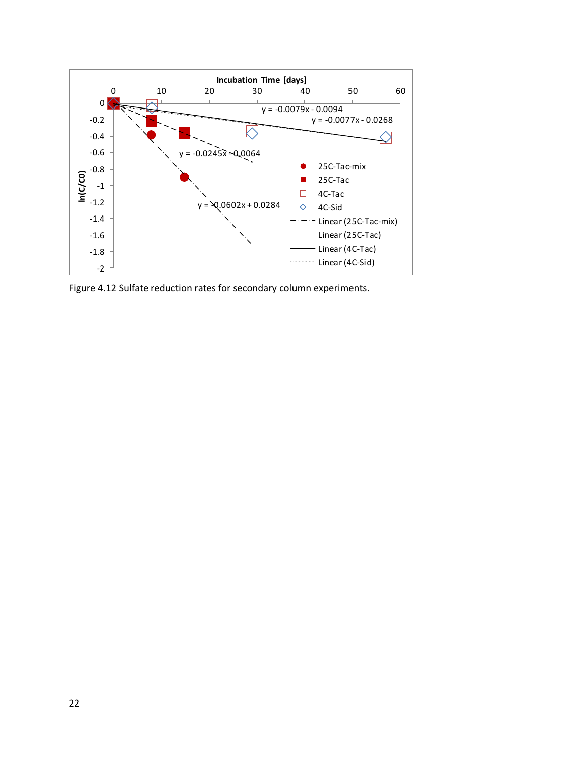Figure 4.12 Sulfate reduction rates for secondary column experiments.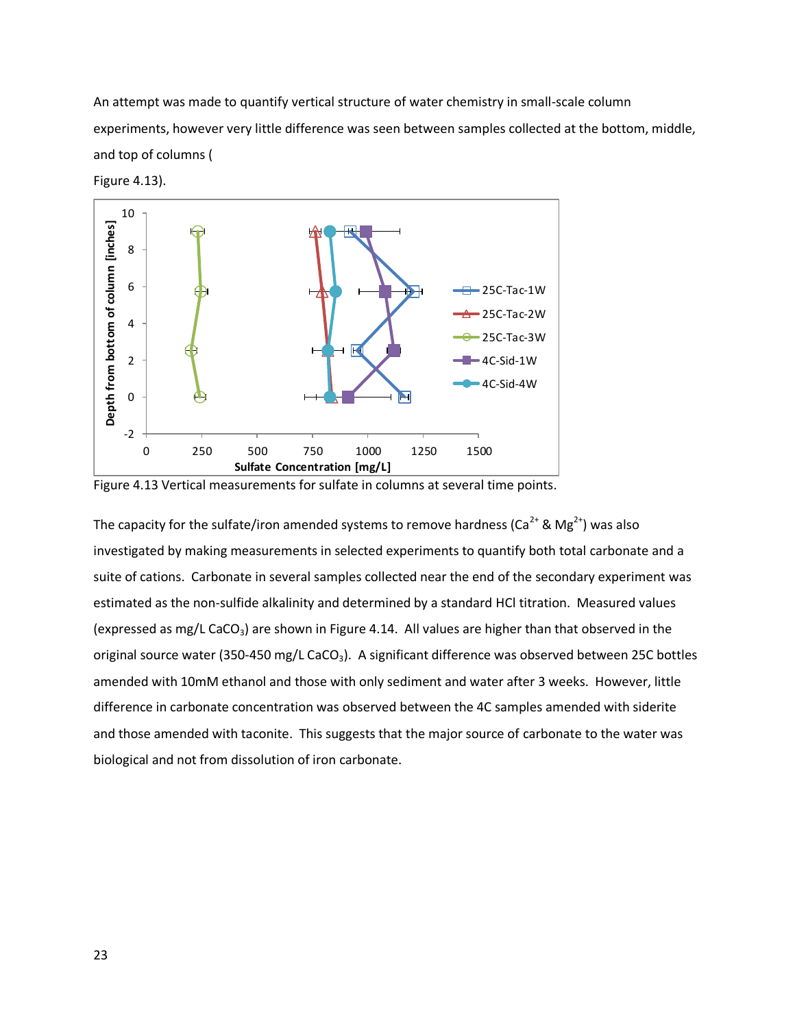An attempt was made to quantify vertical structure of water chemistry in small-scale column experiments, however very little difference was seen between samples collected at the bottom, middle, and top of columns (

Figure 4.13).

Figure 4.13 Vertical measurements for sulfate in columns at several time points.

The capacity for the sulfate/iron amended systems to remove hardness ($Ca^{2+}$ & $Mg^{2+}$) was also investigated by making measurements in selected experiments to quantify both total carbonate and a suite of cations. Carbonate in several samples collected near the end of the secondary experiment was estimated as the non-sulfide alkalinity and determined by a standard HCl titration. Measured values (expressed as mg/L $CaCO_3$) are shown in Figure 4.14. All values are higher than that observed in the original source water (350-450 mg/L $CaCO_3$). A significant difference was observed between 25C bottles amended with 10mM ethanol and those with only sediment and water after 3 weeks. However, little difference in carbonate concentration was observed between the 4C samples amended with siderite and those amended with taconite. This suggests that the major source of carbonate to the water was biological and not from dissolution of iron carbonate.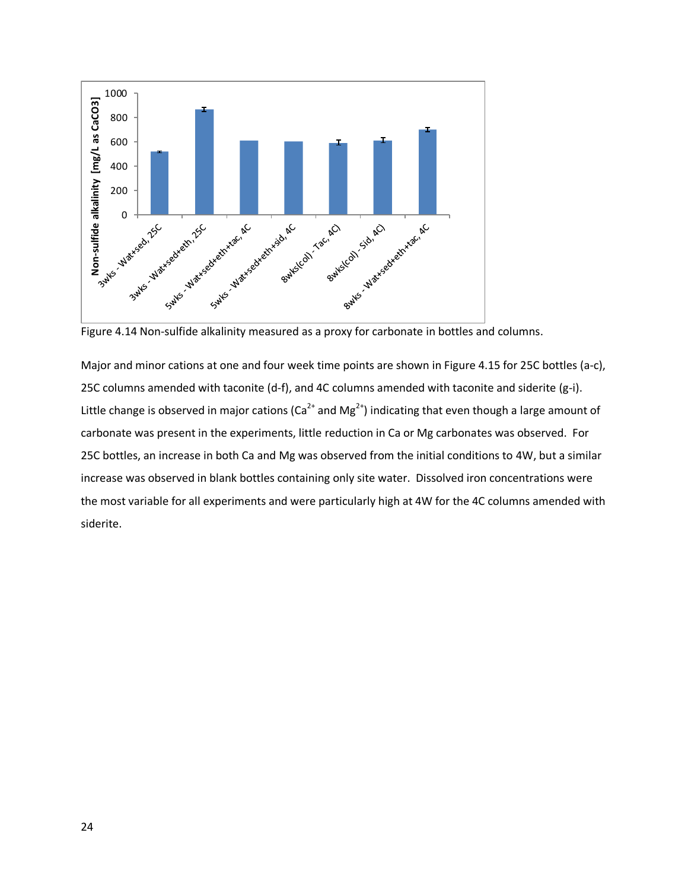Figure 4.14 Non-sulfide alkalinity measured as a proxy for carbonate in bottles and columns.

Major and minor cations at one and four week time points are shown in Figure 4.15 for 25C bottles (a-c), 25C columns amended with taconite (d-f), and 4C columns amended with taconite and siderite (g-i). Little change is observed in major cations ($Ca^{2+}$ and $Mg^{2+}$) indicating that even though a large amount of carbonate was present in the experiments, little reduction in Ca or Mg carbonates was observed. For 25C bottles, an increase in both Ca and Mg was observed from the initial conditions to 4W, but a similar increase was observed in blank bottles containing only site water. Dissolved iron concentrations were the most variable for all experiments and were particularly high at 4W for the 4C columns amended with siderite.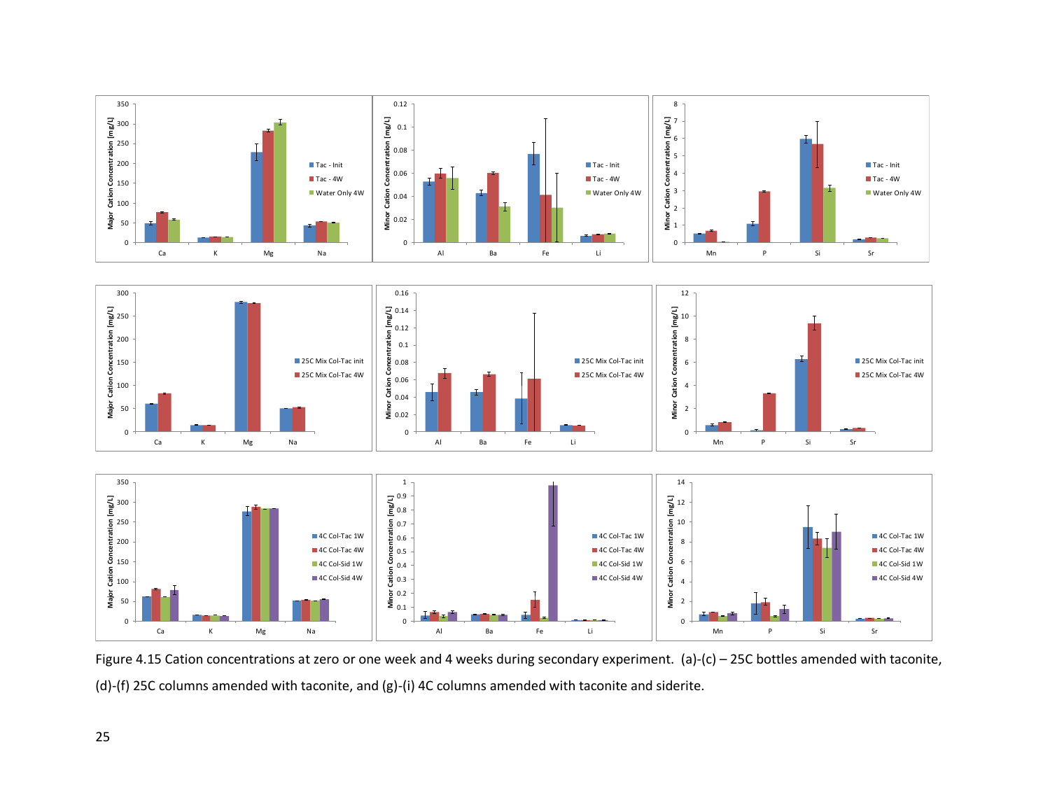Figure 4.15 Cation concentrations at zero or one week and 4 weeks during secondary experiment. (a)-(c) – 25C bottles amended with taconite, (d)-(f) 25C columns amended with taconite, and (g)-(i) 4C columns amended with taconite and siderite.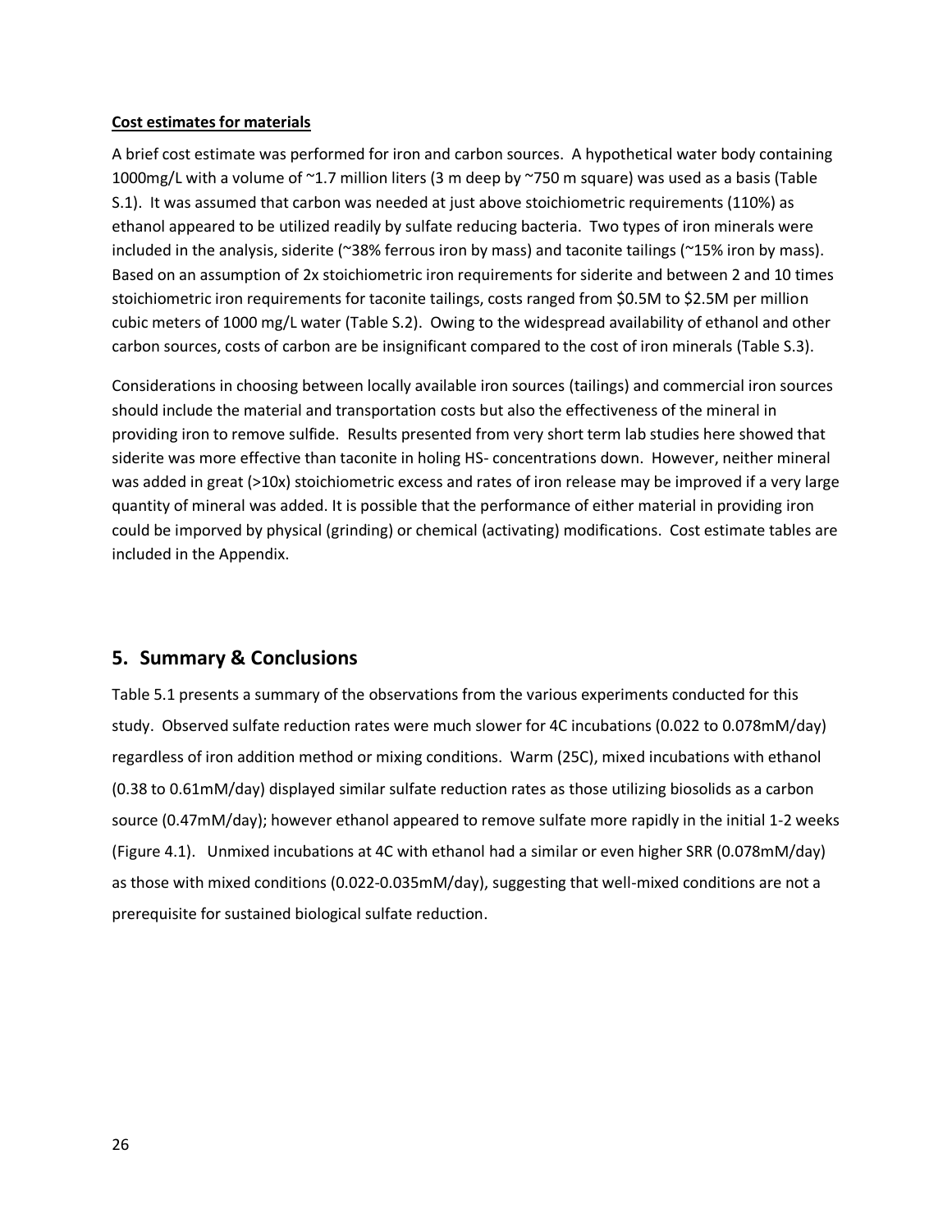**Cost estimates for materials**

A brief cost estimate was performed for iron and carbon sources. A hypothetical water body containing 1000mg/L with a volume of ~1.7 million liters (3 m deep by ~750 m square) was used as a basis (Table S.1). It was assumed that carbon was needed at just above stoichiometric requirements (110%) as ethanol appeared to be utilized readily by sulfate reducing bacteria. Two types of iron minerals were included in the analysis, siderite (~38% ferrous iron by mass) and taconite tailings (~15% iron by mass). Based on an assumption of 2x stoichiometric iron requirements for siderite and between 2 and 10 times stoichiometric iron requirements for taconite tailings, costs ranged from \$0.5M to \$2.5M per million cubic meters of 1000 mg/L water (Table S.2). Owing to the widespread availability of ethanol and other carbon sources, costs of carbon are be insignificant compared to the cost of iron minerals (Table S.3).

Considerations in choosing between locally available iron sources (tailings) and commercial iron sources should include the material and transportation costs but also the effectiveness of the mineral in providing iron to remove sulfide. Results presented from very short term lab studies here showed that siderite was more effective than taconite in holing $HS^-$ concentrations down. However, neither mineral was added in great (>10x) stoichiometric excess and rates of iron release may be improved if a very large quantity of mineral was added. It is possible that the performance of either material in providing iron could be imporved by physical (grinding) or chemical (activating) modifications. Cost estimate tables are included in the Appendix.

## 5. Summary & Conclusions

Table 5.1 presents a summary of the observations from the various experiments conducted for this study. Observed sulfate reduction rates were much slower for 4C incubations (0.022 to 0.078mM/day) regardless of iron addition method or mixing conditions. Warm (25C), mixed incubations with ethanol (0.38 to 0.61mM/day) displayed similar sulfate reduction rates as those utilizing biosolids as a carbon source (0.47mM/day); however ethanol appeared to remove sulfate more rapidly in the initial 1-2 weeks (Figure 4.1). Unmixed incubations at 4C with ethanol had a similar or even higher SRR (0.078mM/day) as those with mixed conditions (0.022-0.035mM/day), suggesting that well-mixed conditions are not a prerequisite for sustained biological sulfate reduction.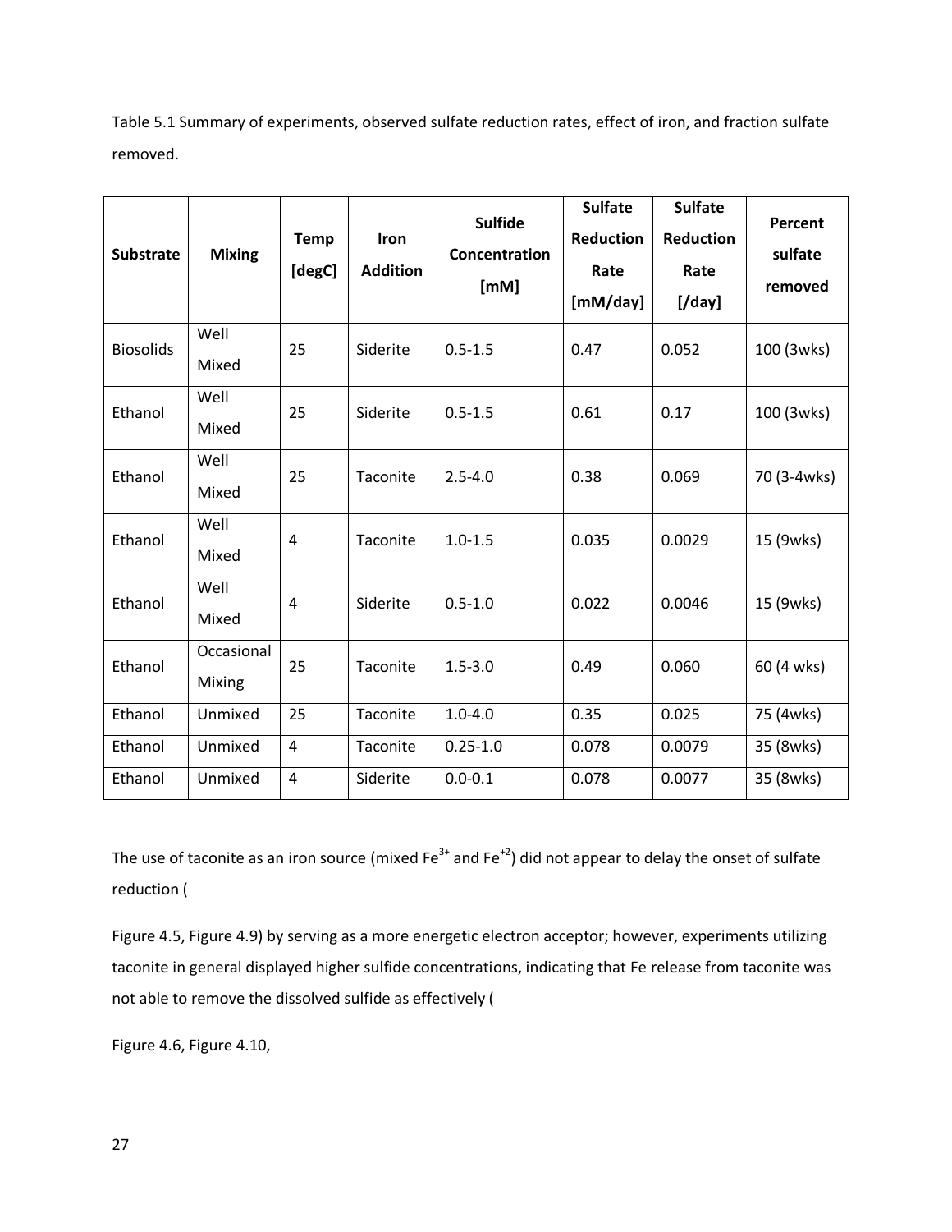Table 5.1 Summary of experiments, observed sulfate reduction rates, effect of iron, and fraction sulfate removed.

| Substrate | Mixing | Temp [degC] | Iron Addition | Sulfide Concentration [mM] | Sulfate Reduction Rate [mM/day] | Sulfate Reduction Rate [/day] | Percent sulfate removed |
|---|---|---|---|---|---|---|---|
| Biosolids | Well Mixed | 25 | Siderite | 0.5-1.5 | 0.47 | 0.052 | 100 (3wks) |
| Ethanol | Well Mixed | 25 | Siderite | 0.5-1.5 | 0.61 | 0.17 | 100 (3wks) |
| Ethanol | Well Mixed | 25 | Taconite | 2.5-4.0 | 0.38 | 0.069 | 70 (3-4wks) |
| Ethanol | Well Mixed | 4 | Taconite | 1.0-1.5 | 0.035 | 0.0029 | 15 (9wks) |
| Ethanol | Well Mixed | 4 | Siderite | 0.5-1.0 | 0.022 | 0.0046 | 15 (9wks) |
| Ethanol | Occasional Mixing | 25 | Taconite | 1.5-3.0 | 0.49 | 0.060 | 60 (4 wks) |
| Ethanol | Unmixed | 25 | Taconite | 1.0-4.0 | 0.35 | 0.025 | 75 (4wks) |
| Ethanol | Unmixed | 4 | Taconite | 0.25-1.0 | 0.078 | 0.0079 | 35 (8wks) |
| Ethanol | Unmixed | 4 | Siderite | 0.0-0.1 | 0.078 | 0.0077 | 35 (8wks) |

The use of taconite as an iron source (mixed $Fe^{3+}$ and $Fe^{+2}$) did not appear to delay the onset of sulfate reduction (

Figure 4.5, Figure 4.9) by serving as a more energetic electron acceptor; however, experiments utilizing taconite in general displayed higher sulfide concentrations, indicating that Fe release from taconite was not able to remove the dissolved sulfide as effectively (

Figure 4.6, Figure 4.10,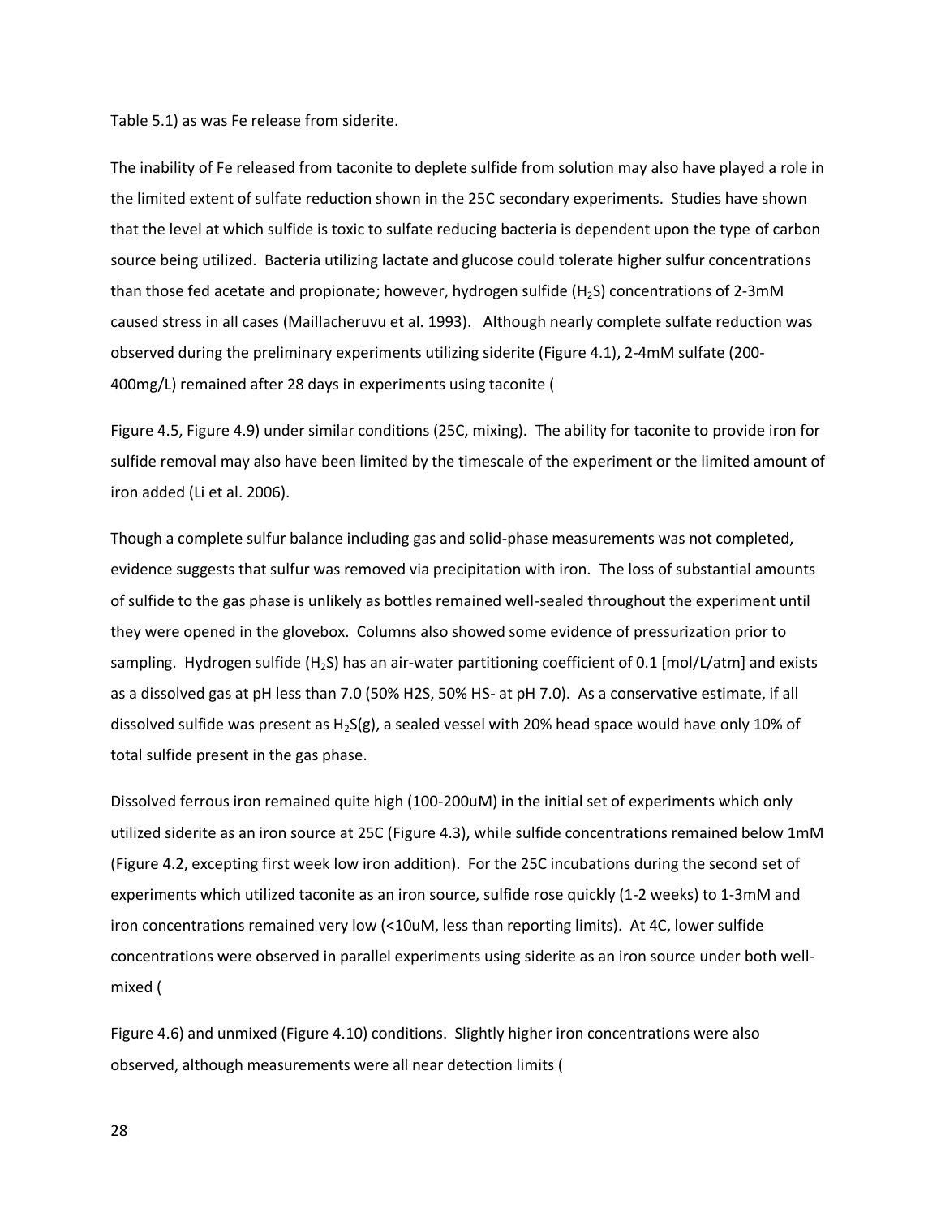Table 5.1) as was Fe release from siderite.

The inability of Fe released from taconite to deplete sulfide from solution may also have played a role in the limited extent of sulfate reduction shown in the 25C secondary experiments. Studies have shown that the level at which sulfide is toxic to sulfate reducing bacteria is dependent upon the type of carbon source being utilized. Bacteria utilizing lactate and glucose could tolerate higher sulfur concentrations than those fed acetate and propionate; however, hydrogen sulfide ($H_2S$) concentrations of 2-3mM caused stress in all cases (Maillacheruvu et al. 1993). Although nearly complete sulfate reduction was observed during the preliminary experiments utilizing siderite (Figure 4.1), 2-4mM sulfate (200-400mg/L) remained after 28 days in experiments using taconite (

Figure 4.5, Figure 4.9) under similar conditions (25C, mixing). The ability for taconite to provide iron for sulfide removal may also have been limited by the timescale of the experiment or the limited amount of iron added (Li et al. 2006).

Though a complete sulfur balance including gas and solid-phase measurements was not completed, evidence suggests that sulfur was removed via precipitation with iron. The loss of substantial amounts of sulfide to the gas phase is unlikely as bottles remained well-sealed throughout the experiment until they were opened in the glovebox. Columns also showed some evidence of pressurization prior to sampling. Hydrogen sulfide ($H_2S$) has an air-water partitioning coefficient of 0.1 [mol/L/atm] and exists as a dissolved gas at pH less than 7.0 (50% H2S, 50% HS- at pH 7.0). As a conservative estimate, if all dissolved sulfide was present as $H_2S(g)$, a sealed vessel with 20% head space would have only 10% of total sulfide present in the gas phase.

Dissolved ferrous iron remained quite high (100-200uM) in the initial set of experiments which only utilized siderite as an iron source at 25C (Figure 4.3), while sulfide concentrations remained below 1mM (Figure 4.2, excepting first week low iron addition). For the 25C incubations during the second set of experiments which utilized taconite as an iron source, sulfide rose quickly (1-2 weeks) to 1-3mM and iron concentrations remained very low (<10uM, less than reporting limits). At 4C, lower sulfide concentrations were observed in parallel experiments using siderite as an iron source under both well-mixed (

Figure 4.6) and unmixed (Figure 4.10) conditions. Slightly higher iron concentrations were also observed, although measurements were all near detection limits (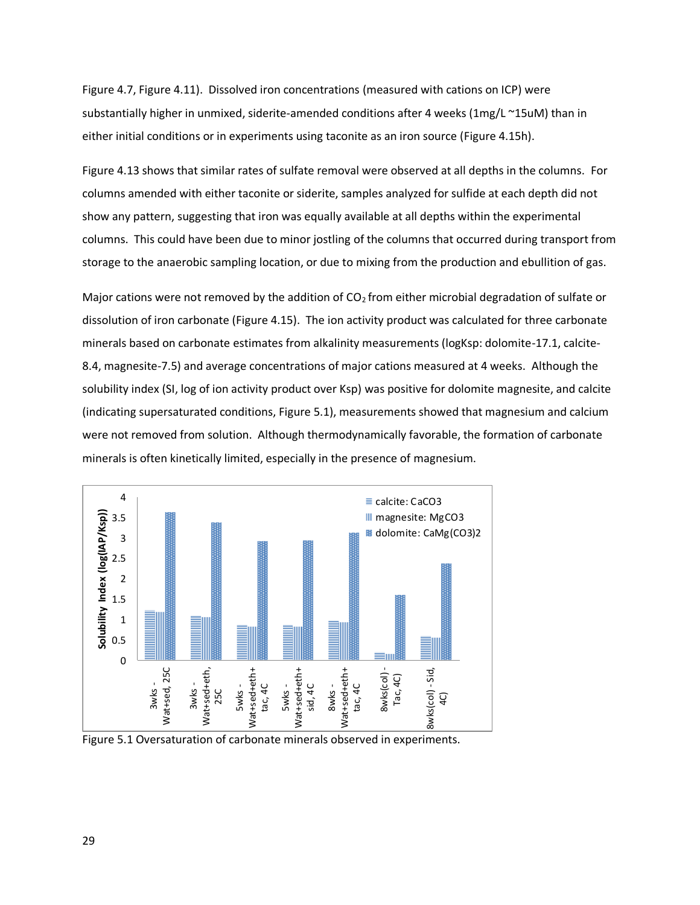Figure 4.7, Figure 4.11). Dissolved iron concentrations (measured with cations on ICP) were substantially higher in unmixed, siderite-amended conditions after 4 weeks (1mg/L ~15uM) than in either initial conditions or in experiments using taconite as an iron source (Figure 4.15h).

Figure 4.13 shows that similar rates of sulfate removal were observed at all depths in the columns. For columns amended with either taconite or siderite, samples analyzed for sulfide at each depth did not show any pattern, suggesting that iron was equally available at all depths within the experimental columns. This could have been due to minor jostling of the columns that occurred during transport from storage to the anaerobic sampling location, or due to mixing from the production and ebullition of gas.

Major cations were not removed by the addition of $CO_2$ from either microbial degradation of sulfate or dissolution of iron carbonate (Figure 4.15). The ion activity product was calculated for three carbonate minerals based on carbonate estimates from alkalinity measurements (logKsp: dolomite-17.1, calcite-8.4, magnesite-7.5) and average concentrations of major cations measured at 4 weeks. Although the solubility index (SI, log of ion activity product over Ksp) was positive for dolomite magnesite, and calcite (indicating supersaturated conditions, Figure 5.1), measurements showed that magnesium and calcium were not removed from solution. Although thermodynamically favorable, the formation of carbonate minerals is often kinetically limited, especially in the presence of magnesium.

Figure 5.1 Oversaturation of carbonate minerals observed in experiments.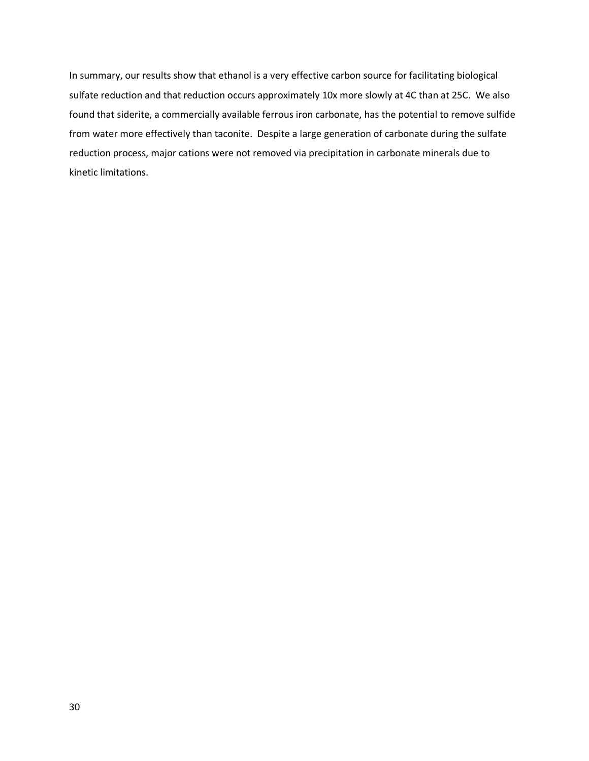In summary, our results show that ethanol is a very effective carbon source for facilitating biological sulfate reduction and that reduction occurs approximately 10x more slowly at 4C than at 25C. We also found that siderite, a commercially available ferrous iron carbonate, has the potential to remove sulfide from water more effectively than taconite. Despite a large generation of carbonate during the sulfate reduction process, major cations were not removed via precipitation in carbonate minerals due to kinetic limitations.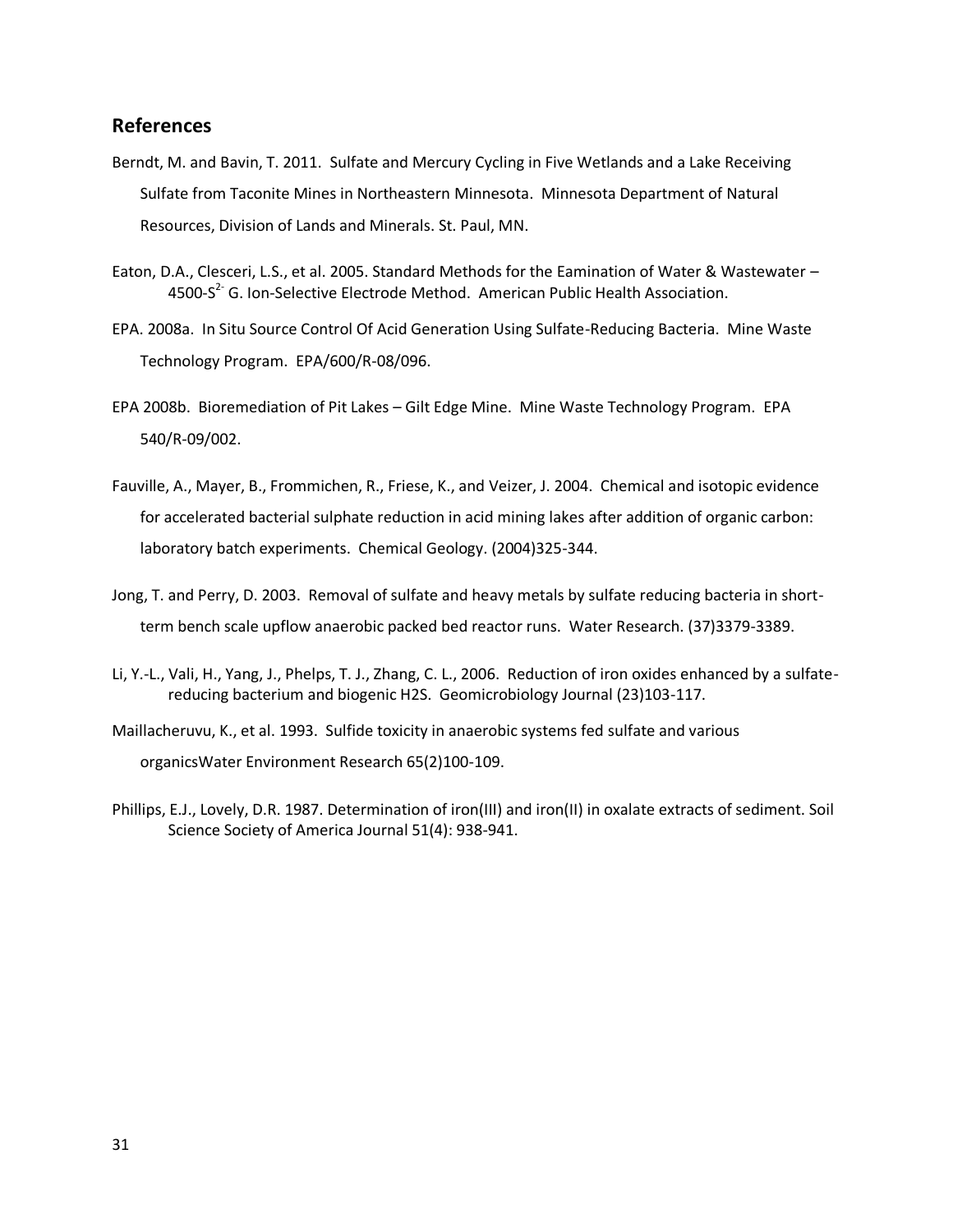## References

Berndt, M. and Bavin, T. 2011. Sulfate and Mercury Cycling in Five Wetlands and a Lake Receiving Sulfate from Taconite Mines in Northeastern Minnesota. Minnesota Department of Natural Resources, Division of Lands and Minerals. St. Paul, MN.

Eaton, D.A., Clesceri, L.S., et al. 2005. Standard Methods for the Eamination of Water & Wastewater – 4500-$S^{2-}$ G. Ion-Selective Electrode Method. American Public Health Association.

EPA. 2008a. In Situ Source Control Of Acid Generation Using Sulfate-Reducing Bacteria. Mine Waste Technology Program. EPA/600/R-08/096.

EPA 2008b. Bioremediation of Pit Lakes – Gilt Edge Mine. Mine Waste Technology Program. EPA 540/R-09/002.

Fauville, A., Mayer, B., Frommichen, R., Friese, K., and Veizer, J. 2004. Chemical and isotopic evidence for accelerated bacterial sulphate reduction in acid mining lakes after addition of organic carbon: laboratory batch experiments. Chemical Geology. (2004)325-344.

Jong, T. and Perry, D. 2003. Removal of sulfate and heavy metals by sulfate reducing bacteria in short-term bench scale upflow anaerobic packed bed reactor runs. Water Research. (37)3379-3389.

Li, Y.-L., Vali, H., Yang, J., Phelps, T. J., Zhang, C. L., 2006. Reduction of iron oxides enhanced by a sulfate-reducing bacterium and biogenic H2S. Geomicrobiology Journal (23)103-117.

Maillacheruvu, K., et al. 1993. Sulfide toxicity in anaerobic systems fed sulfate and various organicsWater Environment Research 65(2)100-109.

Phillips, E.J., Lovely, D.R. 1987. Determination of iron(III) and iron(II) in oxalate extracts of sediment. Soil Science Society of America Journal 51(4): 938-941.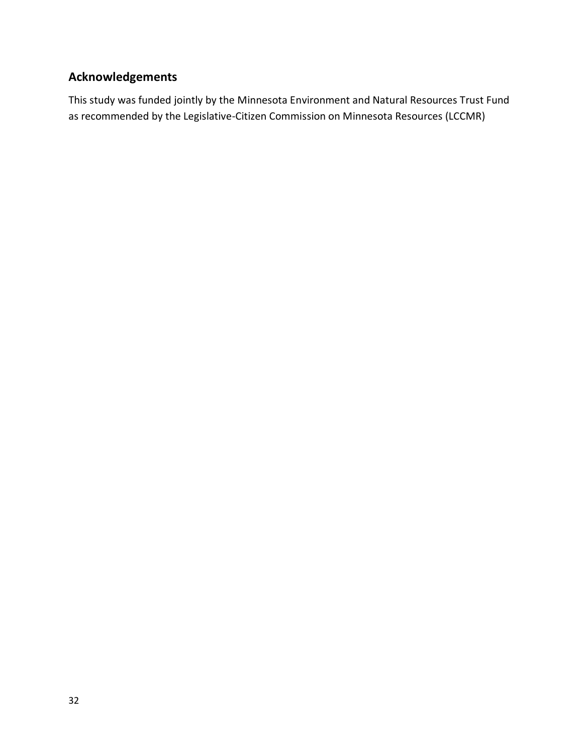## Acknowledgements

This study was funded jointly by the Minnesota Environment and Natural Resources Trust Fund as recommended by the Legislative-Citizen Commission on Minnesota Resources (LCCMR)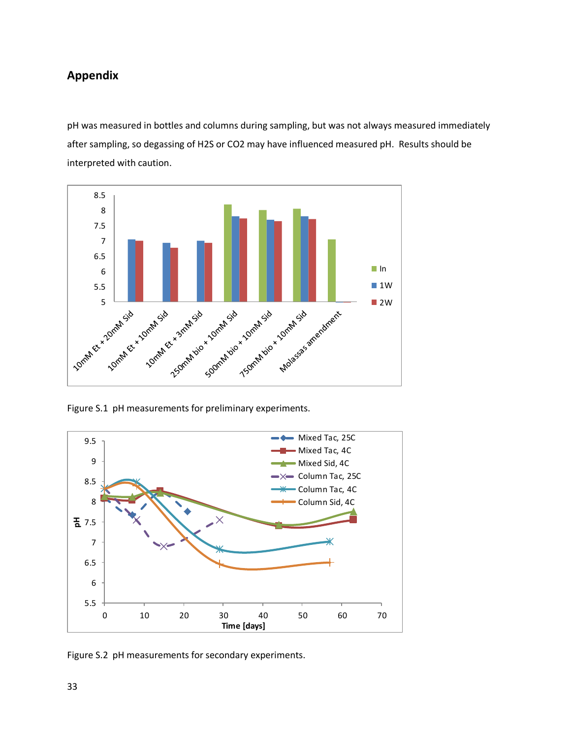## Appendix

pH was measured in bottles and columns during sampling, but was not always measured immediately after sampling, so degassing of $H_2S$ or $CO_2$ may have influenced measured pH. Results should be interpreted with caution.

Figure S.1 pH measurements for preliminary experiments.

Figure S.2 pH measurements for secondary experiments.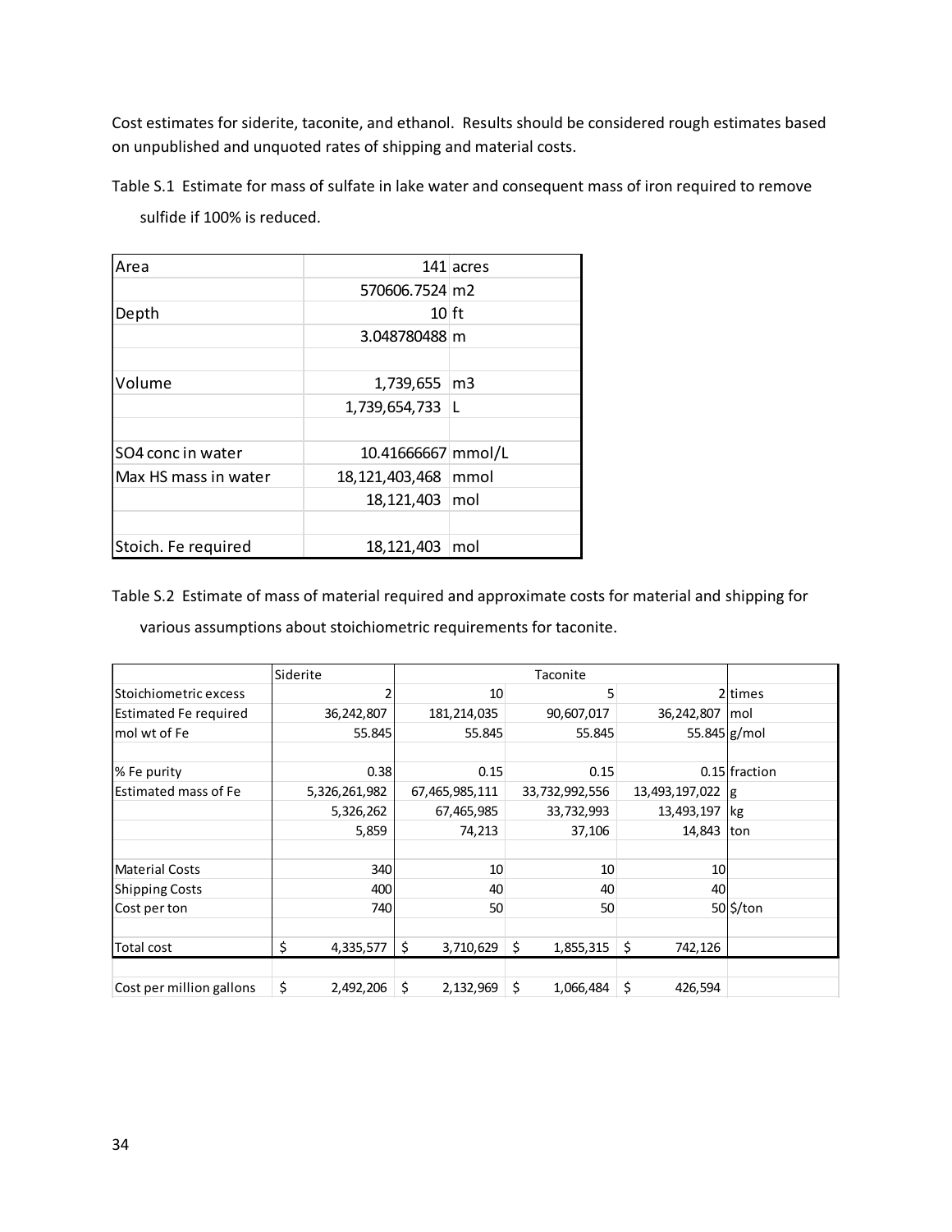Cost estimates for siderite, taconite, and ethanol. Results should be considered rough estimates based on unpublished and unquoted rates of shipping and material costs.

Table S.1 Estimate for mass of sulfate in lake water and consequent mass of iron required to remove sulfide if 100% is reduced.

| | | |
|---|---|---|
| Area | 141 | acres |
| | 570606.7524 | m2 |
| Depth | 10 | ft |
| | 3.048780488 | m |
| | | |
| Volume | 1,739,655 | m3 |
| | 1,739,654,733 | L |
| | | |
| SO4 conc in water | 10.41666667 | mmol/L |
| Max HS mass in water | 18,121,403,468 | mmol |
| | 18,121,403 | mol |
| | | |
| Stoich. Fe required | 18,121,403 | mol |

Table S.2 Estimate of mass of material required and approximate costs for material and shipping for various assumptions about stoichiometric requirements for taconite.

| | Siderite | | Taconite | | |
|---|---|---|---|---|---|
| Stoichiometric excess | 2 | 10 | 5 | 2 | times |
| Estimated Fe required | 36,242,807 | 181,214,035 | 90,607,017 | 36,242,807 | mol |
| mol wt of Fe | 55.845 | 55.845 | 55.845 | 55.845 | g/mol |
| | | | | | |
| % Fe purity | 0.38 | 0.15 | 0.15 | 0.15 | fraction |
| Estimated mass of Fe | 5,326,261,982 | 67,465,985,111 | 33,732,992,556 | 13,493,197,022 | g |
| | 5,326,262 | 67,465,985 | 33,732,993 | 13,493,197 | kg |
| | 5,859 | 74,213 | 37,106 | 14,843 | ton |
| | | | | | |
| Material Costs | 340 | 10 | 10 | 10 | |
| Shipping Costs | 400 | 40 | 40 | 40 | |
| Cost per ton | 740 | 50 | 50 | 50 | $/ton |
| | | | | | |
| Total cost | $ 4,335,577 | $ 3,710,629 | $ 1,855,315 | $ 742,126 | |
| | | | | | |
| Cost per million gallons | $ 2,492,206 | $ 2,132,969 | $ 1,066,484 | $ 426,594 | |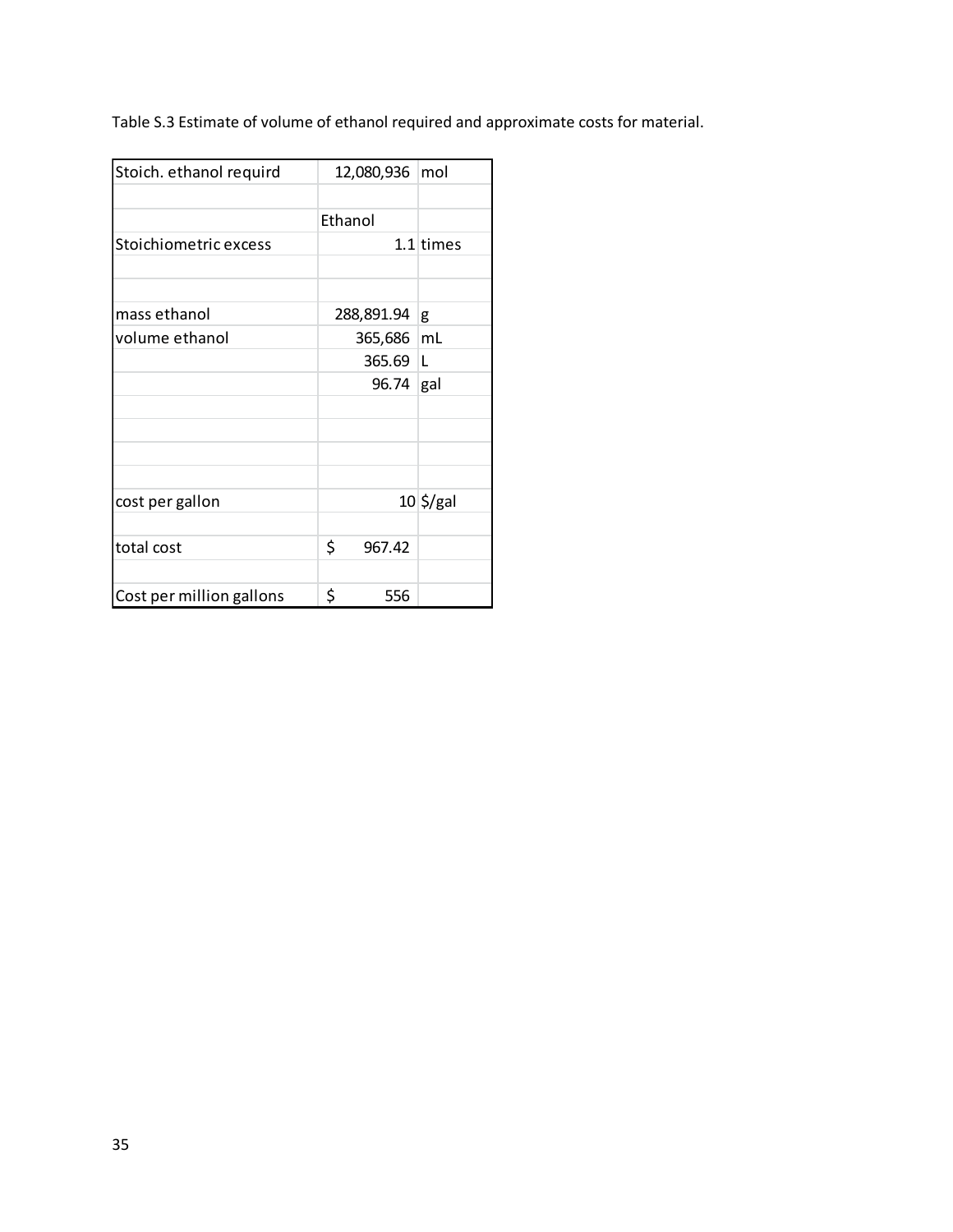Table S.3 Estimate of volume of ethanol required and approximate costs for material.

| | | |
|---|---|---|
| Stoich. ethanol requird | 12,080,936 | mol |
| | | |
| | Ethanol | |
| Stoichiometric excess | 1.1 | times |
| | | |
| | | |
| mass ethanol | 288,891.94 | g |
| volume ethanol | 365,686 | mL |
| | 365.69 | L |
| | 96.74 | gal |
| | | |
| | | |
| | | |
| | | |
| cost per gallon | 10 | $/gal |
| | | |
| total cost | $ 967.42 | |
| | | |
| Cost per million gallons | $ 556 | |